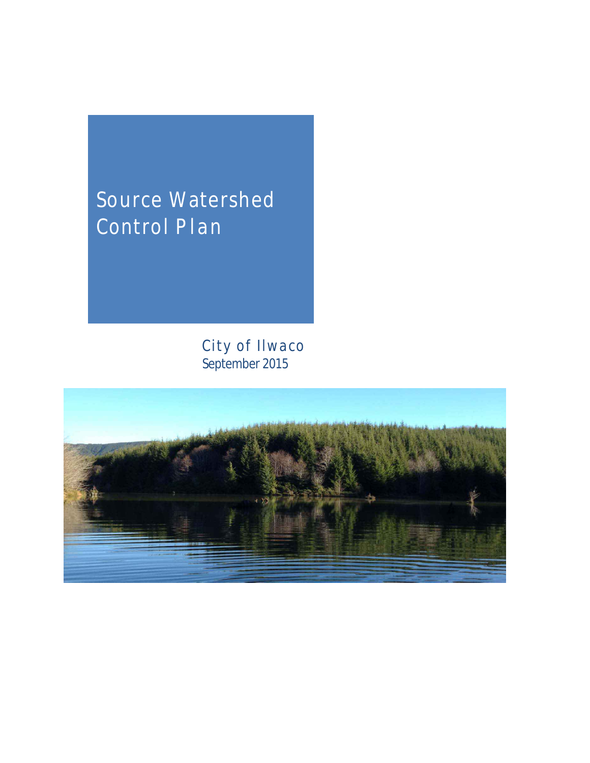# Source Watershed Control Plan

City of Ilwaco
September 2015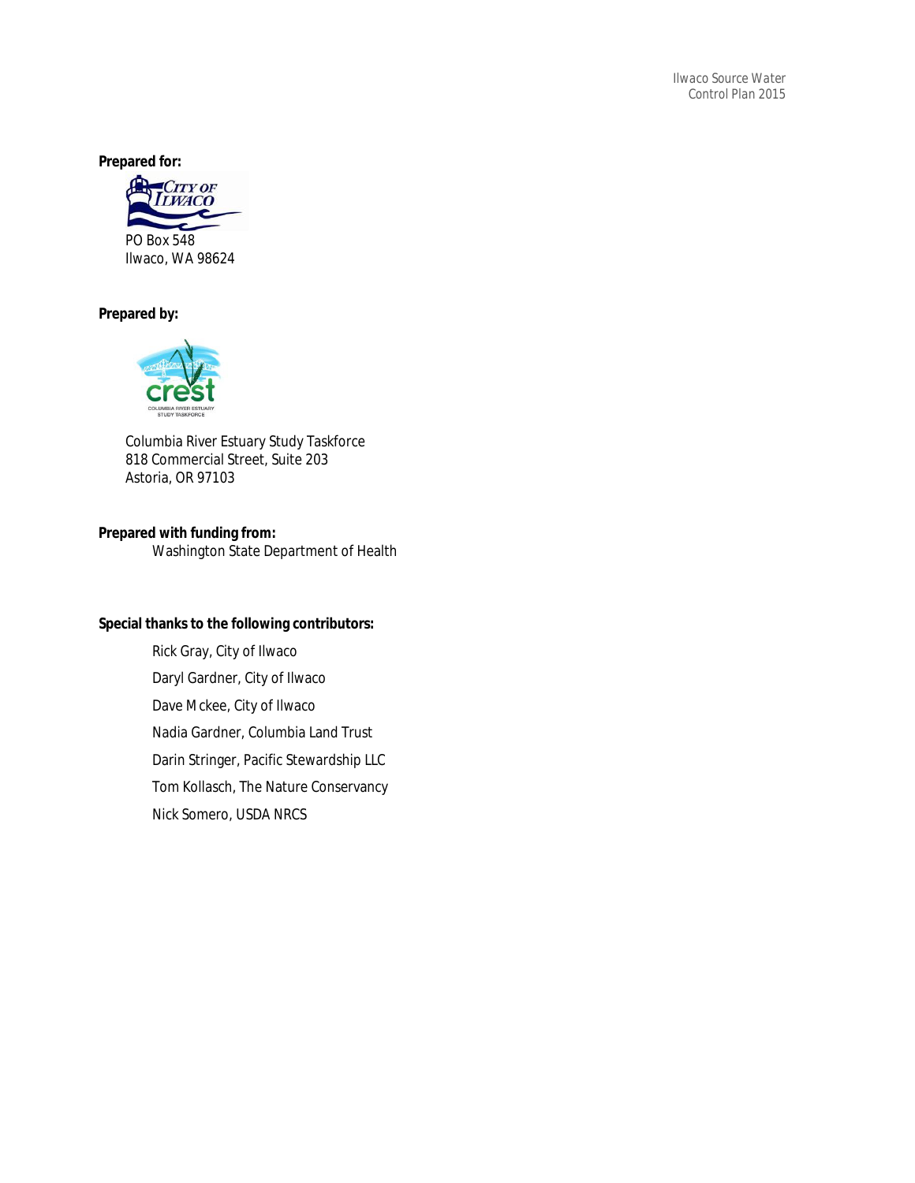**Prepared for:**

PO Box 548
Ilwaco, WA 98624

**Prepared by:**

Columbia River Estuary Study Taskforce
818 Commercial Street, Suite 203
Astoria, OR 97103

**Prepared with funding from:**

Washington State Department of Health

**Special thanks to the following contributors:**

Rick Gray, City of Ilwaco

Daryl Gardner, City of Ilwaco

Dave Mckee, City of Ilwaco

Nadia Gardner, Columbia Land Trust

Darin Stringer, Pacific Stewardship LLC

Tom Kollasch, The Nature Conservancy

Nick Somero, USDA NRCS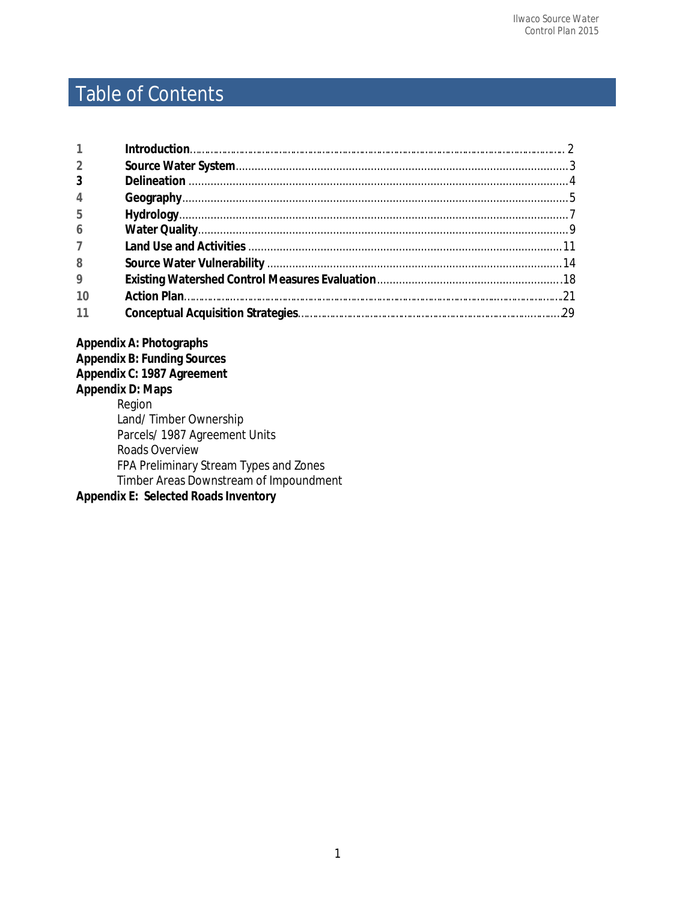# Table of Contents

| | | |
|---|---|---|
| 1 | **Introduction** | 2 |
| 2 | **Source Water System** | 3 |
| 3 | **Delineation** | 4 |
| 4 | **Geography** | 5 |
| 5 | **Hydrology** | 7 |
| 6 | **Water Quality** | 9 |
| 7 | **Land Use and Activities** | 11 |
| 8 | **Source Water Vulnerability** | 14 |
| 9 | **Existing Watershed Control Measures Evaluation** | 18 |
| 10 | **Action Plan** | 21 |
| 11 | **Conceptual Acquisition Strategies** | 29 |

**Appendix A: Photographs**

**Appendix B: Funding Sources**

**Appendix C: 1987 Agreement**

**Appendix D: Maps**

- Region
- Land/ Timber Ownership
- Parcels/ 1987 Agreement Units
- Roads Overview
- FPA Preliminary Stream Types and Zones
- Timber Areas Downstream of Impoundment

**Appendix E: Selected Roads Inventory**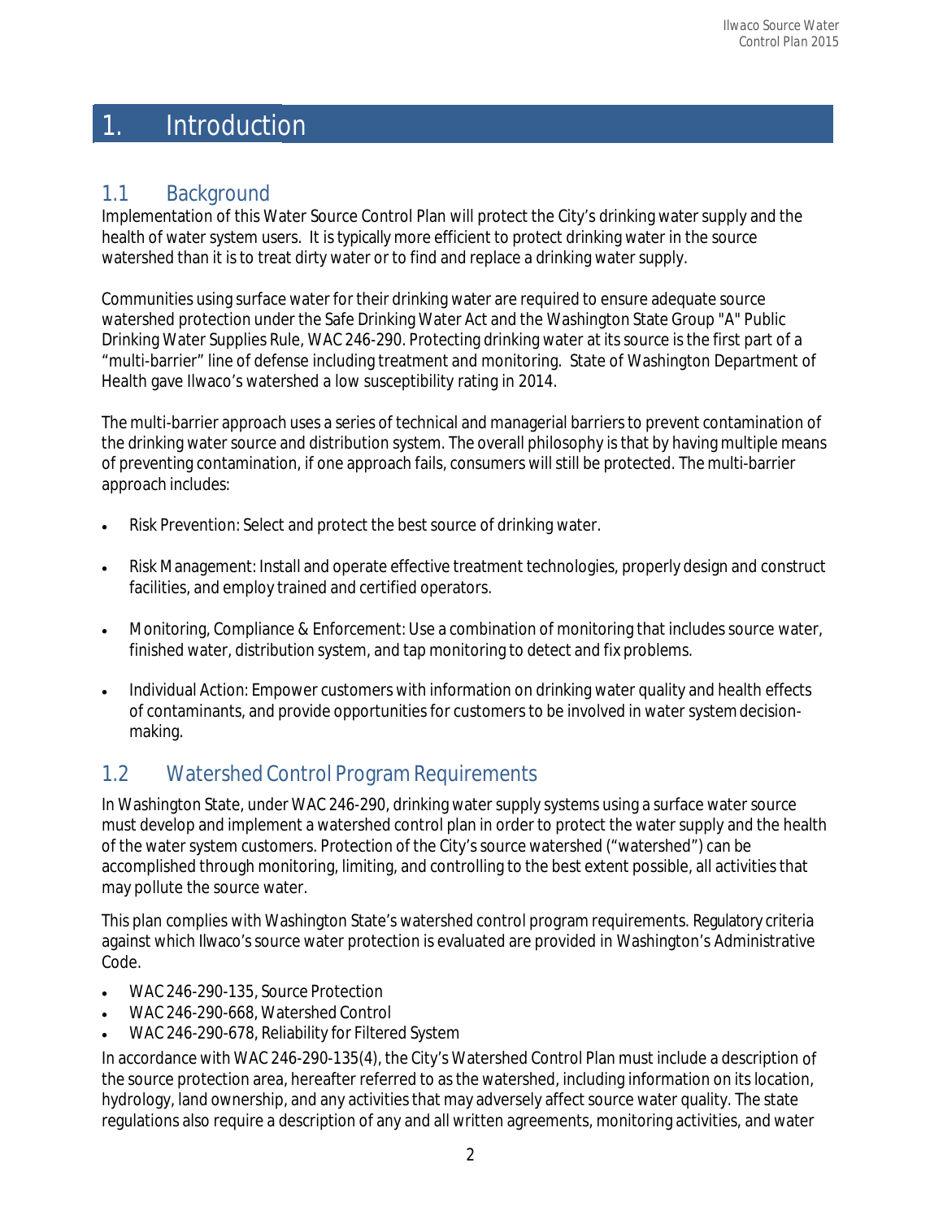# 1. Introduction

## 1.1 Background

Implementation of this Water Source Control Plan will protect the City's drinking water supply and the health of water system users. It is typically more efficient to protect drinking water in the source watershed than it is to treat dirty water or to find and replace a drinking water supply.

Communities using surface water for their drinking water are required to ensure adequate source watershed protection under the Safe Drinking Water Act and the Washington State Group "A" Public Drinking Water Supplies Rule, WAC 246-290. Protecting drinking water at its source is the first part of a "multi-barrier" line of defense including treatment and monitoring. State of Washington Department of Health gave Ilwaco's watershed a low susceptibility rating in 2014.

The multi-barrier approach uses a series of technical and managerial barriers to prevent contamination of the drinking water source and distribution system. The overall philosophy is that by having multiple means of preventing contamination, if one approach fails, consumers will still be protected. The multi-barrier approach includes:

- Risk Prevention: Select and protect the best source of drinking water.
- Risk Management: Install and operate effective treatment technologies, properly design and construct facilities, and employ trained and certified operators.
- Monitoring, Compliance & Enforcement: Use a combination of monitoring that includes source water, finished water, distribution system, and tap monitoring to detect and fix problems.
- Individual Action: Empower customers with information on drinking water quality and health effects of contaminants, and provide opportunities for customers to be involved in water system decision-making.

## 1.2 Watershed Control Program Requirements

In Washington State, under WAC 246-290, drinking water supply systems using a surface water source must develop and implement a watershed control plan in order to protect the water supply and the health of the water system customers. Protection of the City's source watershed ("watershed") can be accomplished through monitoring, limiting, and controlling to the best extent possible, all activities that may pollute the source water.

This plan complies with Washington State's watershed control program requirements. Regulatory criteria against which Ilwaco's source water protection is evaluated are provided in Washington's Administrative Code.

- WAC 246-290-135, Source Protection
- WAC 246-290-668, Watershed Control
- WAC 246-290-678, Reliability for Filtered System

In accordance with WAC 246-290-135(4), the City's Watershed Control Plan must include a description of the source protection area, hereafter referred to as the watershed, including information on its location, hydrology, land ownership, and any activities that may adversely affect source water quality. The state regulations also require a description of any and all written agreements, monitoring activities, and water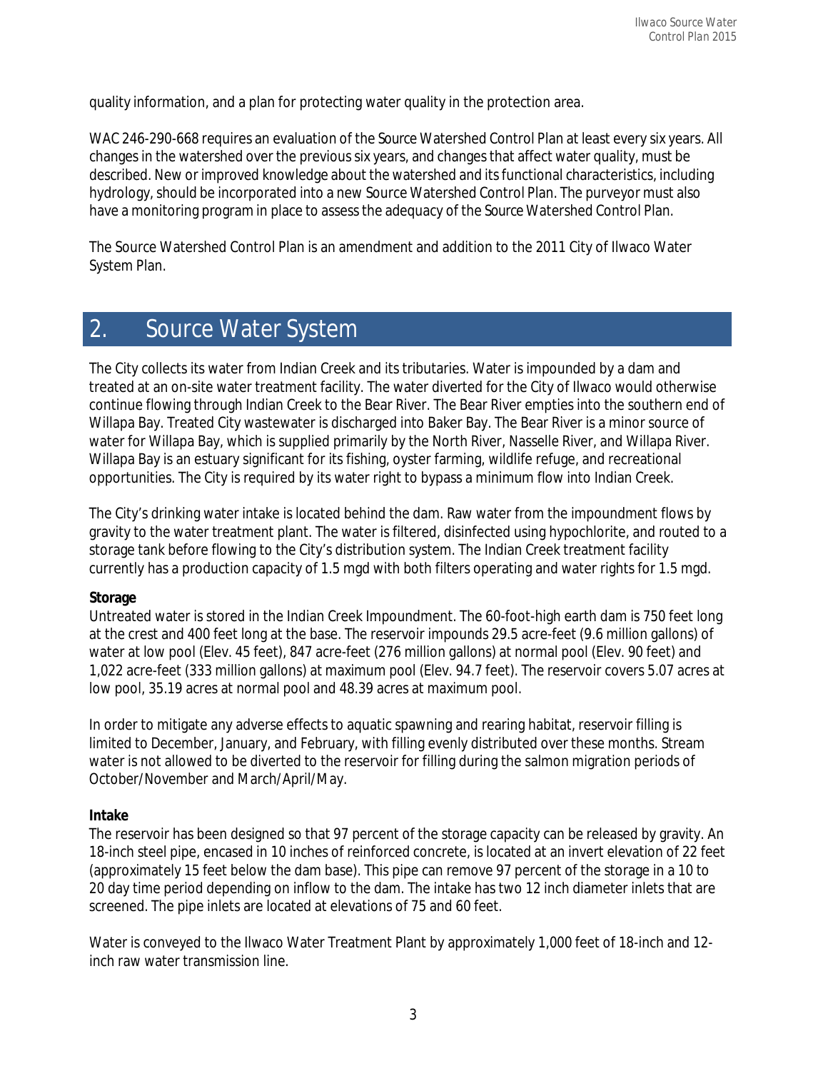quality information, and a plan for protecting water quality in the protection area.

WAC 246-290-668 requires an evaluation of the Source Watershed Control Plan at least every six years. All changes in the watershed over the previous six years, and changes that affect water quality, must be described. New or improved knowledge about the watershed and its functional characteristics, including hydrology, should be incorporated into a new Source Watershed Control Plan. The purveyor must also have a monitoring program in place to assess the adequacy of the Source Watershed Control Plan.

The Source Watershed Control Plan is an amendment and addition to the 2011 City of Ilwaco Water System Plan.

# 2. Source Water System

The City collects its water from Indian Creek and its tributaries. Water is impounded by a dam and treated at an on-site water treatment facility. The water diverted for the City of Ilwaco would otherwise continue flowing through Indian Creek to the Bear River. The Bear River empties into the southern end of Willapa Bay. Treated City wastewater is discharged into Baker Bay. The Bear River is a minor source of water for Willapa Bay, which is supplied primarily by the North River, Nasselle River, and Willapa River. Willapa Bay is an estuary significant for its fishing, oyster farming, wildlife refuge, and recreational opportunities. The City is required by its water right to bypass a minimum flow into Indian Creek.

The City's drinking water intake is located behind the dam. Raw water from the impoundment flows by gravity to the water treatment plant. The water is filtered, disinfected using hypochlorite, and routed to a storage tank before flowing to the City's distribution system. The Indian Creek treatment facility currently has a production capacity of 1.5 mgd with both filters operating and water rights for 1.5 mgd.

**Storage**

Untreated water is stored in the Indian Creek Impoundment. The 60-foot-high earth dam is 750 feet long at the crest and 400 feet long at the base. The reservoir impounds 29.5 acre-feet (9.6 million gallons) of water at low pool (Elev. 45 feet), 847 acre-feet (276 million gallons) at normal pool (Elev. 90 feet) and 1,022 acre-feet (333 million gallons) at maximum pool (Elev. 94.7 feet). The reservoir covers 5.07 acres at low pool, 35.19 acres at normal pool and 48.39 acres at maximum pool.

In order to mitigate any adverse effects to aquatic spawning and rearing habitat, reservoir filling is limited to December, January, and February, with filling evenly distributed over these months. Stream water is not allowed to be diverted to the reservoir for filling during the salmon migration periods of October/November and March/April/May.

**Intake**

The reservoir has been designed so that 97 percent of the storage capacity can be released by gravity. An 18-inch steel pipe, encased in 10 inches of reinforced concrete, is located at an invert elevation of 22 feet (approximately 15 feet below the dam base). This pipe can remove 97 percent of the storage in a 10 to 20 day time period depending on inflow to the dam. The intake has two 12 inch diameter inlets that are screened. The pipe inlets are located at elevations of 75 and 60 feet.

Water is conveyed to the Ilwaco Water Treatment Plant by approximately 1,000 feet of 18-inch and 12-inch raw water transmission line.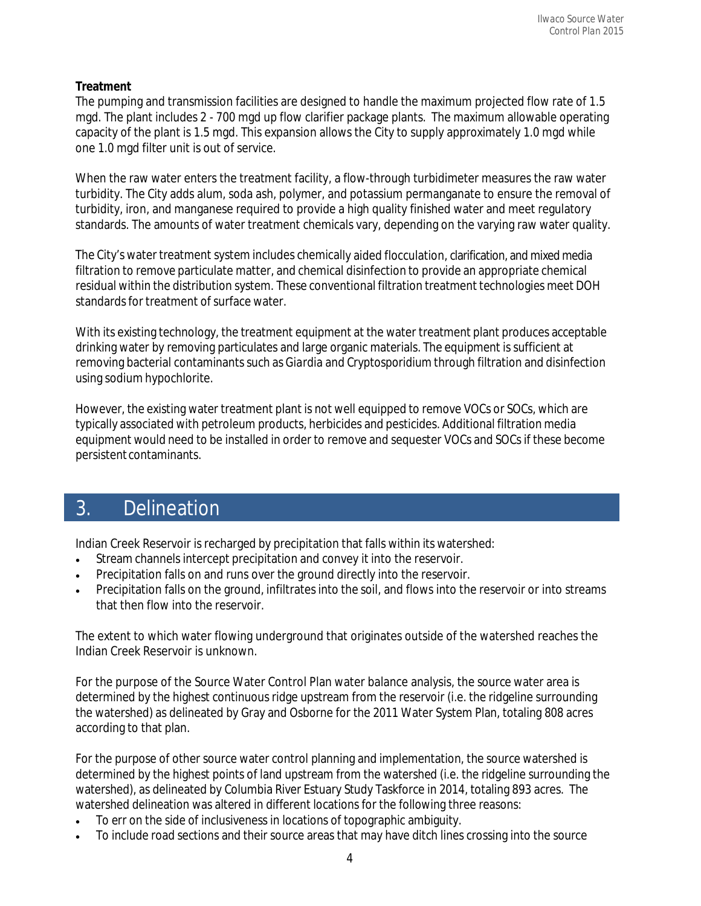**Treatment**

The pumping and transmission facilities are designed to handle the maximum projected flow rate of 1.5 mgd. The plant includes 2 - 700 mgd up flow clarifier package plants. The maximum allowable operating capacity of the plant is 1.5 mgd. This expansion allows the City to supply approximately 1.0 mgd while one 1.0 mgd filter unit is out of service.

When the raw water enters the treatment facility, a flow-through turbidimeter measures the raw water turbidity. The City adds alum, soda ash, polymer, and potassium permanganate to ensure the removal of turbidity, iron, and manganese required to provide a high quality finished water and meet regulatory standards. The amounts of water treatment chemicals vary, depending on the varying raw water quality.

The City's water treatment system includes chemically aided flocculation, clarification, and mixed media filtration to remove particulate matter, and chemical disinfection to provide an appropriate chemical residual within the distribution system. These conventional filtration treatment technologies meet DOH standards for treatment of surface water.

With its existing technology, the treatment equipment at the water treatment plant produces acceptable drinking water by removing particulates and large organic materials. The equipment is sufficient at removing bacterial contaminants such as Giardia and Cryptosporidium through filtration and disinfection using sodium hypochlorite.

However, the existing water treatment plant is not well equipped to remove VOCs or SOCs, which are typically associated with petroleum products, herbicides and pesticides. Additional filtration media equipment would need to be installed in order to remove and sequester VOCs and SOCs if these become persistent contaminants.

# 3. Delineation

Indian Creek Reservoir is recharged by precipitation that falls within its watershed:

- Stream channels intercept precipitation and convey it into the reservoir.
- Precipitation falls on and runs over the ground directly into the reservoir.
- Precipitation falls on the ground, infiltrates into the soil, and flows into the reservoir or into streams that then flow into the reservoir.

The extent to which water flowing underground that originates outside of the watershed reaches the Indian Creek Reservoir is unknown.

For the purpose of the Source Water Control Plan water balance analysis, the source water area is determined by the highest continuous ridge upstream from the reservoir (i.e. the ridgeline surrounding the watershed) as delineated by Gray and Osborne for the 2011 Water System Plan, totaling 808 acres according to that plan.

For the purpose of other source water control planning and implementation, the source watershed is determined by the highest points of land upstream from the watershed (i.e. the ridgeline surrounding the watershed), as delineated by Columbia River Estuary Study Taskforce in 2014, totaling 893 acres. The watershed delineation was altered in different locations for the following three reasons:

- To err on the side of inclusiveness in locations of topographic ambiguity.
- To include road sections and their source areas that may have ditch lines crossing into the source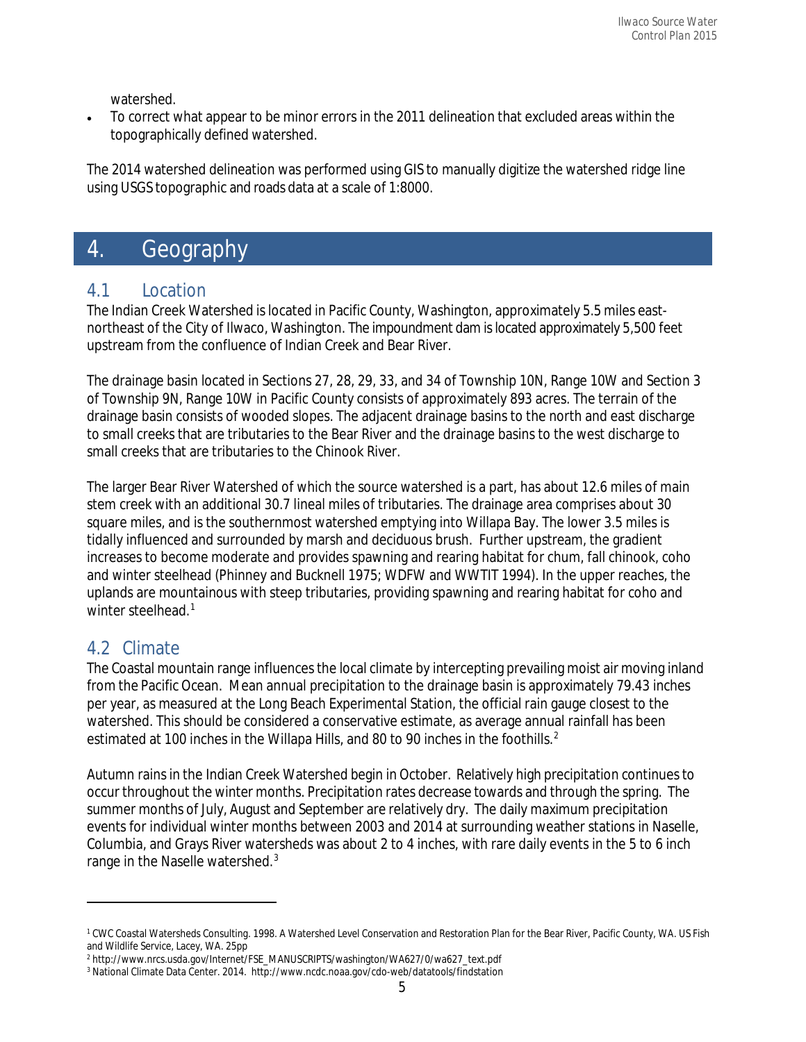watershed.

- To correct what appear to be minor errors in the 2011 delineation that excluded areas within the topographically defined watershed.

The 2014 watershed delineation was performed using GIS to manually digitize the watershed ridge line using USGS topographic and roads data at a scale of 1:8000.

# 4. Geography

## 4.1 Location

The Indian Creek Watershed is located in Pacific County, Washington, approximately 5.5 miles east-northeast of the City of Ilwaco, Washington. The impoundment dam is located approximately 5,500 feet upstream from the confluence of Indian Creek and Bear River.

The drainage basin located in Sections 27, 28, 29, 33, and 34 of Township 10N, Range 10W and Section 3 of Township 9N, Range 10W in Pacific County consists of approximately 893 acres. The terrain of the drainage basin consists of wooded slopes. The adjacent drainage basins to the north and east discharge to small creeks that are tributaries to the Bear River and the drainage basins to the west discharge to small creeks that are tributaries to the Chinook River.

The larger Bear River Watershed of which the source watershed is a part, has about 12.6 miles of main stem creek with an additional 30.7 lineal miles of tributaries. The drainage area comprises about 30 square miles, and is the southernmost watershed emptying into Willapa Bay. The lower 3.5 miles is tidally influenced and surrounded by marsh and deciduous brush. Further upstream, the gradient increases to become moderate and provides spawning and rearing habitat for chum, fall chinook, coho and winter steelhead (Phinney and Bucknell 1975; WDFW and WWTIT 1994). In the upper reaches, the uplands are mountainous with steep tributaries, providing spawning and rearing habitat for coho and winter steelhead.[1]

## 4.2 Climate

The Coastal mountain range influences the local climate by intercepting prevailing moist air moving inland from the Pacific Ocean. Mean annual precipitation to the drainage basin is approximately 79.43 inches per year, as measured at the Long Beach Experimental Station, the official rain gauge closest to the watershed. This should be considered a conservative estimate, as average annual rainfall has been estimated at 100 inches in the Willapa Hills, and 80 to 90 inches in the foothills.[2]

Autumn rains in the Indian Creek Watershed begin in October. Relatively high precipitation continues to occur throughout the winter months. Precipitation rates decrease towards and through the spring. The summer months of July, August and September are relatively dry. The daily maximum precipitation events for individual winter months between 2003 and 2014 at surrounding weather stations in Naselle, Columbia, and Grays River watersheds was about 2 to 4 inches, with rare daily events in the 5 to 6 inch range in the Naselle watershed.[3]

---

[1] CWC Coastal Watersheds Consulting. 1998. A Watershed Level Conservation and Restoration Plan for the Bear River, Pacific County, WA. US Fish and Wildlife Service, Lacey, WA. 25pp

[2] http://www.nrcs.usda.gov/Internet/FSE_MANUSCRIPTS/washington/WA627/0/wa627_text.pdf

[3] National Climate Data Center. 2014. http://www.ncdc.noaa.gov/cdo-web/datatools/findstation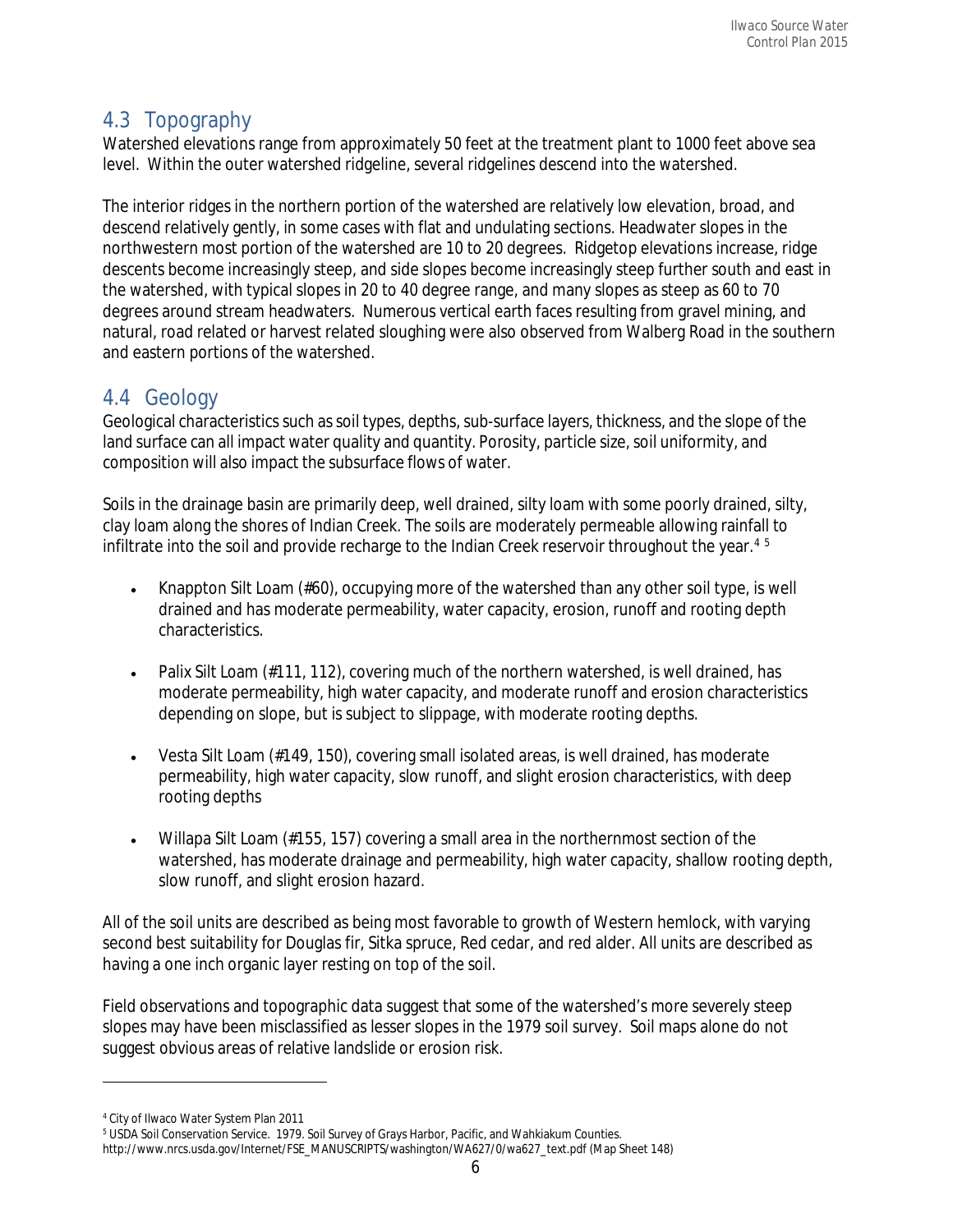## 4.3 Topography

Watershed elevations range from approximately 50 feet at the treatment plant to 1000 feet above sea level. Within the outer watershed ridgeline, several ridgelines descend into the watershed.

The interior ridges in the northern portion of the watershed are relatively low elevation, broad, and descend relatively gently, in some cases with flat and undulating sections. Headwater slopes in the northwestern most portion of the watershed are 10 to 20 degrees. Ridgetop elevations increase, ridge descents become increasingly steep, and side slopes become increasingly steep further south and east in the watershed, with typical slopes in 20 to 40 degree range, and many slopes as steep as 60 to 70 degrees around stream headwaters. Numerous vertical earth faces resulting from gravel mining, and natural, road related or harvest related sloughing were also observed from Walberg Road in the southern and eastern portions of the watershed.

## 4.4 Geology

Geological characteristics such as soil types, depths, sub-surface layers, thickness, and the slope of the land surface can all impact water quality and quantity. Porosity, particle size, soil uniformity, and composition will also impact the subsurface flows of water.

Soils in the drainage basin are primarily deep, well drained, silty loam with some poorly drained, silty, clay loam along the shores of Indian Creek. The soils are moderately permeable allowing rainfall to infiltrate into the soil and provide recharge to the Indian Creek reservoir throughout the year.[4] [5]

- Knappton Silt Loam (#60), occupying more of the watershed than any other soil type, is well drained and has moderate permeability, water capacity, erosion, runoff and rooting depth characteristics.
- Palix Silt Loam (#111, 112), covering much of the northern watershed, is well drained, has moderate permeability, high water capacity, and moderate runoff and erosion characteristics depending on slope, but is subject to slippage, with moderate rooting depths.
- Vesta Silt Loam (#149, 150), covering small isolated areas, is well drained, has moderate permeability, high water capacity, slow runoff, and slight erosion characteristics, with deep rooting depths
- Willapa Silt Loam (#155, 157) covering a small area in the northernmost section of the watershed, has moderate drainage and permeability, high water capacity, shallow rooting depth, slow runoff, and slight erosion hazard.

All of the soil units are described as being most favorable to growth of Western hemlock, with varying second best suitability for Douglas fir, Sitka spruce, Red cedar, and red alder. All units are described as having a one inch organic layer resting on top of the soil.

Field observations and topographic data suggest that some of the watershed's more severely steep slopes may have been misclassified as lesser slopes in the 1979 soil survey. Soil maps alone do not suggest obvious areas of relative landslide or erosion risk.

---

[4] City of Ilwaco Water System Plan 2011

[5] USDA Soil Conservation Service. 1979. Soil Survey of Grays Harbor, Pacific, and Wahkiakum Counties. http://www.nrcs.usda.gov/Internet/FSE_MANUSCRIPTS/washington/WA627/0/wa627_text.pdf (Map Sheet 148)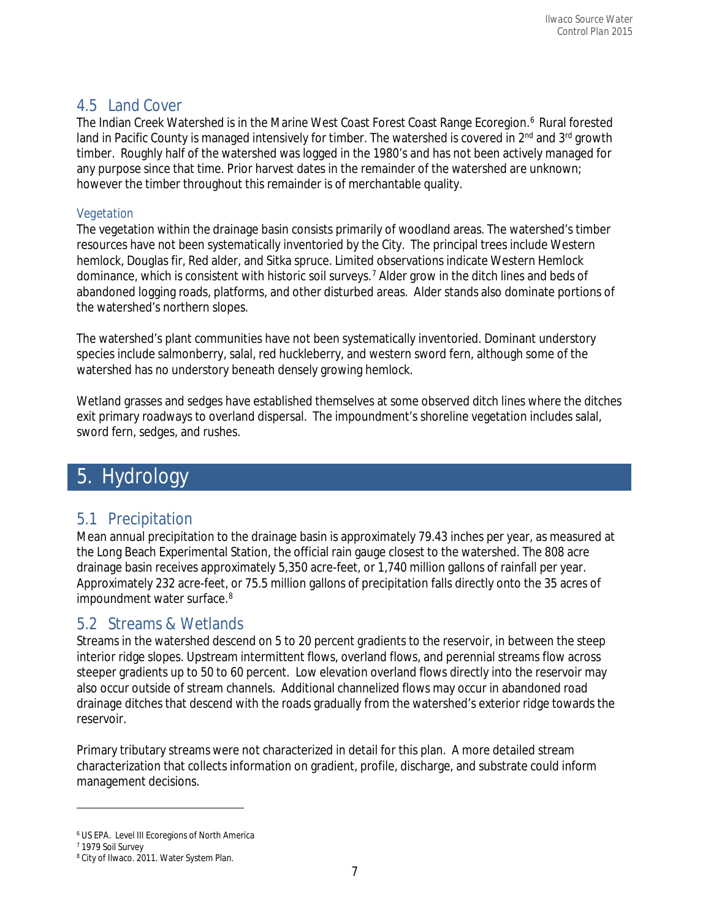## 4.5 Land Cover

The Indian Creek Watershed is in the Marine West Coast Forest Coast Range Ecoregion.[6] Rural forested land in Pacific County is managed intensively for timber. The watershed is covered in 2nd and 3rd growth timber. Roughly half of the watershed was logged in the 1980's and has not been actively managed for any purpose since that time. Prior harvest dates in the remainder of the watershed are unknown; however the timber throughout this remainder is of merchantable quality.

### Vegetation

The vegetation within the drainage basin consists primarily of woodland areas. The watershed's timber resources have not been systematically inventoried by the City. The principal trees include Western hemlock, Douglas fir, Red alder, and Sitka spruce. Limited observations indicate Western Hemlock dominance, which is consistent with historic soil surveys.[7] Alder grow in the ditch lines and beds of abandoned logging roads, platforms, and other disturbed areas. Alder stands also dominate portions of the watershed's northern slopes.

The watershed's plant communities have not been systematically inventoried. Dominant understory species include salmonberry, salal, red huckleberry, and western sword fern, although some of the watershed has no understory beneath densely growing hemlock.

Wetland grasses and sedges have established themselves at some observed ditch lines where the ditches exit primary roadways to overland dispersal. The impoundment's shoreline vegetation includes salal, sword fern, sedges, and rushes.

# 5. Hydrology

## 5.1 Precipitation

Mean annual precipitation to the drainage basin is approximately 79.43 inches per year, as measured at the Long Beach Experimental Station, the official rain gauge closest to the watershed. The 808 acre drainage basin receives approximately 5,350 acre-feet, or 1,740 million gallons of rainfall per year. Approximately 232 acre-feet, or 75.5 million gallons of precipitation falls directly onto the 35 acres of impoundment water surface.[8]

## 5.2 Streams & Wetlands

Streams in the watershed descend on 5 to 20 percent gradients to the reservoir, in between the steep interior ridge slopes. Upstream intermittent flows, overland flows, and perennial streams flow across steeper gradients up to 50 to 60 percent. Low elevation overland flows directly into the reservoir may also occur outside of stream channels. Additional channelized flows may occur in abandoned road drainage ditches that descend with the roads gradually from the watershed's exterior ridge towards the reservoir.

Primary tributary streams were not characterized in detail for this plan. A more detailed stream characterization that collects information on gradient, profile, discharge, and substrate could inform management decisions.

---

[6] US EPA. Level III Ecoregions of North America

[7] 1979 Soil Survey

[8] City of Ilwaco. 2011. Water System Plan.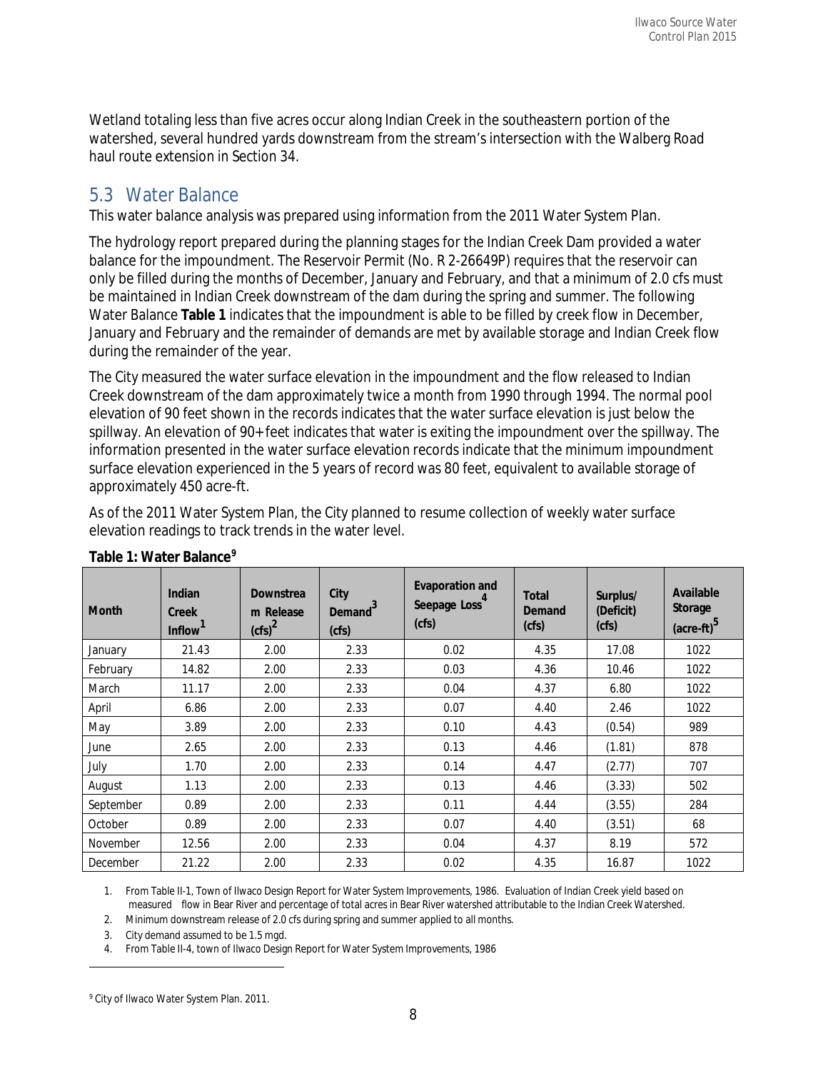Wetland totaling less than five acres occur along Indian Creek in the southeastern portion of the watershed, several hundred yards downstream from the stream's intersection with the Walberg Road haul route extension in Section 34.

## 5.3 Water Balance

This water balance analysis was prepared using information from the 2011 Water System Plan.

The hydrology report prepared during the planning stages for the Indian Creek Dam provided a water balance for the impoundment. The Reservoir Permit (No. R 2-26649P) requires that the reservoir can only be filled during the months of December, January and February, and that a minimum of 2.0 cfs must be maintained in Indian Creek downstream of the dam during the spring and summer. The following Water Balance **Table 1** indicates that the impoundment is able to be filled by creek flow in December, January and February and the remainder of demands are met by available storage and Indian Creek flow during the remainder of the year.

The City measured the water surface elevation in the impoundment and the flow released to Indian Creek downstream of the dam approximately twice a month from 1990 through 1994. The normal pool elevation of 90 feet shown in the records indicates that the water surface elevation is just below the spillway. An elevation of 90+ feet indicates that water is exiting the impoundment over the spillway. The information presented in the water surface elevation records indicate that the minimum impoundment surface elevation experienced in the 5 years of record was 80 feet, equivalent to available storage of approximately 450 acre-ft.

As of the 2011 Water System Plan, the City planned to resume collection of weekly water surface elevation readings to track trends in the water level.

**Table 1: Water Balance**[9]

| Month | Indian Creek Inflow[1] | Downstream Release (cfs)[2] | City Demand[3] (cfs) | Evaporation and Seepage Loss[4] (cfs) | Total Demand (cfs) | Surplus/ (Deficit) (cfs) | Available Storage (acre-ft)[5] |
|---|---|---|---|---|---|---|---|
| January | 21.43 | 2.00 | 2.33 | 0.02 | 4.35 | 17.08 | 1022 |
| February | 14.82 | 2.00 | 2.33 | 0.03 | 4.36 | 10.46 | 1022 |
| March | 11.17 | 2.00 | 2.33 | 0.04 | 4.37 | 6.80 | 1022 |
| April | 6.86 | 2.00 | 2.33 | 0.07 | 4.40 | 2.46 | 1022 |
| May | 3.89 | 2.00 | 2.33 | 0.10 | 4.43 | (0.54) | 989 |
| June | 2.65 | 2.00 | 2.33 | 0.13 | 4.46 | (1.81) | 878 |
| July | 1.70 | 2.00 | 2.33 | 0.14 | 4.47 | (2.77) | 707 |
| August | 1.13 | 2.00 | 2.33 | 0.13 | 4.46 | (3.33) | 502 |
| September | 0.89 | 2.00 | 2.33 | 0.11 | 4.44 | (3.55) | 284 |
| October | 0.89 | 2.00 | 2.33 | 0.07 | 4.40 | (3.51) | 68 |
| November | 12.56 | 2.00 | 2.33 | 0.04 | 4.37 | 8.19 | 572 |
| December | 21.22 | 2.00 | 2.33 | 0.02 | 4.35 | 16.87 | 1022 |

1. From Table II-1, Town of Ilwaco Design Report for Water System Improvements, 1986. Evaluation of Indian Creek yield based on measured flow in Bear River and percentage of total acres in Bear River watershed attributable to the Indian Creek Watershed.
2. Minimum downstream release of 2.0 cfs during spring and summer applied to all months.
3. City demand assumed to be 1.5 mgd.
4. From Table II-4, town of Ilwaco Design Report for Water System Improvements, 1986

[9] City of Ilwaco Water System Plan. 2011.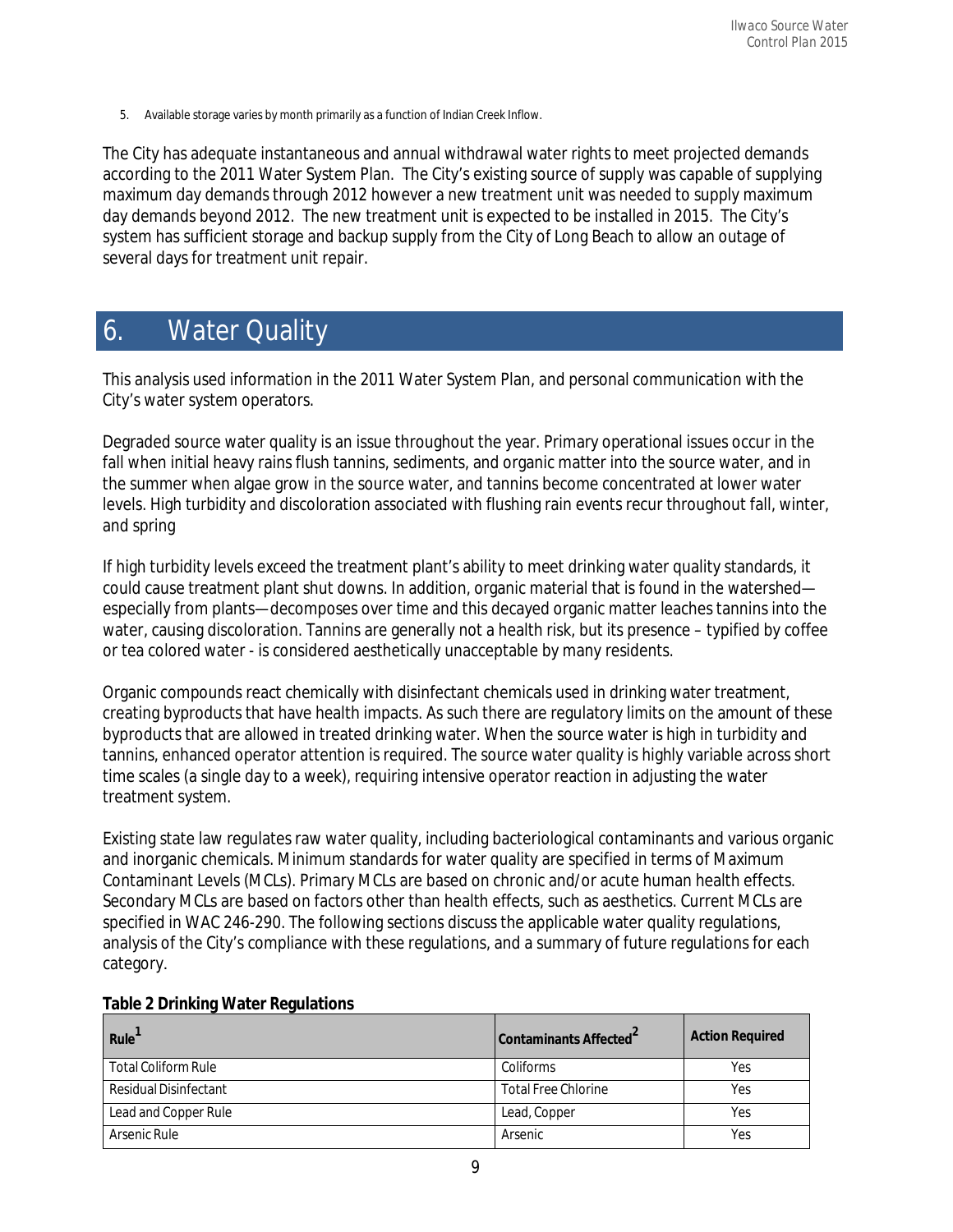5. Available storage varies by month primarily as a function of Indian Creek Inflow.

The City has adequate instantaneous and annual withdrawal water rights to meet projected demands according to the 2011 Water System Plan. The City's existing source of supply was capable of supplying maximum day demands through 2012 however a new treatment unit was needed to supply maximum day demands beyond 2012. The new treatment unit is expected to be installed in 2015. The City's system has sufficient storage and backup supply from the City of Long Beach to allow an outage of several days for treatment unit repair.

# 6. Water Quality

This analysis used information in the 2011 Water System Plan, and personal communication with the City's water system operators.

Degraded source water quality is an issue throughout the year. Primary operational issues occur in the fall when initial heavy rains flush tannins, sediments, and organic matter into the source water, and in the summer when algae grow in the source water, and tannins become concentrated at lower water levels. High turbidity and discoloration associated with flushing rain events recur throughout fall, winter, and spring

If high turbidity levels exceed the treatment plant's ability to meet drinking water quality standards, it could cause treatment plant shut downs. In addition, organic material that is found in the watershed—especially from plants—decomposes over time and this decayed organic matter leaches tannins into the water, causing discoloration. Tannins are generally not a health risk, but its presence – typified by coffee or tea colored water - is considered aesthetically unacceptable by many residents.

Organic compounds react chemically with disinfectant chemicals used in drinking water treatment, creating byproducts that have health impacts. As such there are regulatory limits on the amount of these byproducts that are allowed in treated drinking water. When the source water is high in turbidity and tannins, enhanced operator attention is required. The source water quality is highly variable across short time scales (a single day to a week), requiring intensive operator reaction in adjusting the water treatment system.

Existing state law regulates raw water quality, including bacteriological contaminants and various organic and inorganic chemicals. Minimum standards for water quality are specified in terms of Maximum Contaminant Levels (MCLs). Primary MCLs are based on chronic and/or acute human health effects. Secondary MCLs are based on factors other than health effects, such as aesthetics. Current MCLs are specified in WAC 246-290. The following sections discuss the applicable water quality regulations, analysis of the City's compliance with these regulations, and a summary of future regulations for each category.

**Table 2 Drinking Water Regulations**

| Rule[1] | Contaminants Affected[2] | Action Required |
|---|---|---|
| Total Coliform Rule | Coliforms | Yes |
| Residual Disinfectant | Total Free Chlorine | Yes |
| Lead and Copper Rule | Lead, Copper | Yes |
| Arsenic Rule | Arsenic | Yes |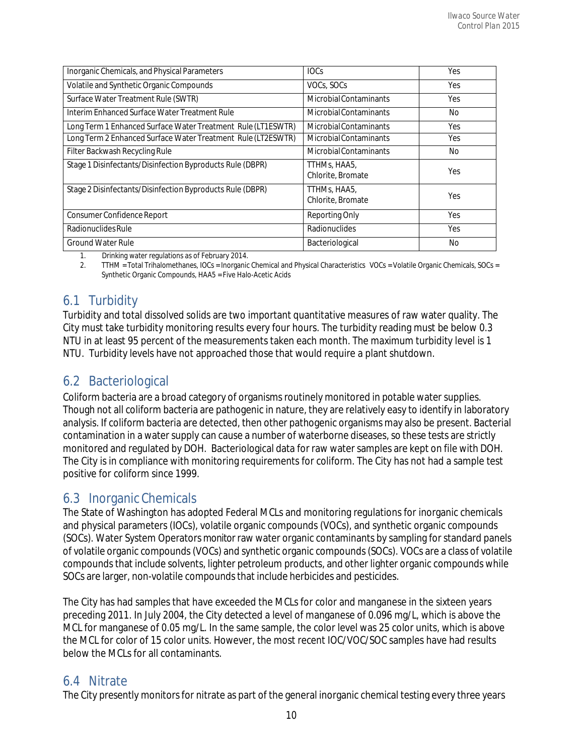| | | |
|---|---|---|
| Inorganic Chemicals, and Physical Parameters | IOCs | Yes |
| Volatile and Synthetic Organic Compounds | VOCs, SOCs | Yes |
| Surface Water Treatment Rule (SWTR) | Microbial Contaminants | Yes |
| Interim Enhanced Surface Water Treatment Rule | Microbial Contaminants | No |
| Long Term 1 Enhanced Surface Water Treatment Rule (LT1ESWTR) | Microbial Contaminants | Yes |
| Long Term 2 Enhanced Surface Water Treatment Rule (LT2ESWTR) | Microbial Contaminants | Yes |
| Filter Backwash Recycling Rule | Microbial Contaminants | No |
| Stage 1 Disinfectants/Disinfection Byproducts Rule (DBPR) | TTHMs, HAA5, Chlorite, Bromate | Yes |
| Stage 2 Disinfectants/Disinfection Byproducts Rule (DBPR) | TTHMs, HAA5, Chlorite, Bromate | Yes |
| Consumer Confidence Report | Reporting Only | Yes |
| Radionuclides Rule | Radionuclides | Yes |
| Ground Water Rule | Bacteriological | No |

1. Drinking water regulations as of February 2014.
2. TTHM = Total Trihalomethanes, IOCs = Inorganic Chemical and Physical Characteristics VOCs = Volatile Organic Chemicals, SOCs = Synthetic Organic Compounds, HAA5 = Five Halo-Acetic Acids

## 6.1 Turbidity

Turbidity and total dissolved solids are two important quantitative measures of raw water quality. The City must take turbidity monitoring results every four hours. The turbidity reading must be below 0.3 NTU in at least 95 percent of the measurements taken each month. The maximum turbidity level is 1 NTU. Turbidity levels have not approached those that would require a plant shutdown.

## 6.2 Bacteriological

Coliform bacteria are a broad category of organisms routinely monitored in potable water supplies. Though not all coliform bacteria are pathogenic in nature, they are relatively easy to identify in laboratory analysis. If coliform bacteria are detected, then other pathogenic organisms may also be present. Bacterial contamination in a water supply can cause a number of waterborne diseases, so these tests are strictly monitored and regulated by DOH. Bacteriological data for raw water samples are kept on file with DOH. The City is in compliance with monitoring requirements for coliform. The City has not had a sample test positive for coliform since 1999.

## 6.3 Inorganic Chemicals

The State of Washington has adopted Federal MCLs and monitoring regulations for inorganic chemicals and physical parameters (IOCs), volatile organic compounds (VOCs), and synthetic organic compounds (SOCs). Water System Operators monitor raw water organic contaminants by sampling for standard panels of volatile organic compounds (VOCs) and synthetic organic compounds (SOCs). VOCs are a class of volatile compounds that include solvents, lighter petroleum products, and other lighter organic compounds while SOCs are larger, non-volatile compounds that include herbicides and pesticides.

The City has had samples that have exceeded the MCLs for color and manganese in the sixteen years preceding 2011. In July 2004, the City detected a level of manganese of 0.096 mg/L, which is above the MCL for manganese of 0.05 mg/L. In the same sample, the color level was 25 color units, which is above the MCL for color of 15 color units. However, the most recent IOC/VOC/SOC samples have had results below the MCLs for all contaminants.

## 6.4 Nitrate

The City presently monitors for nitrate as part of the general inorganic chemical testing every three years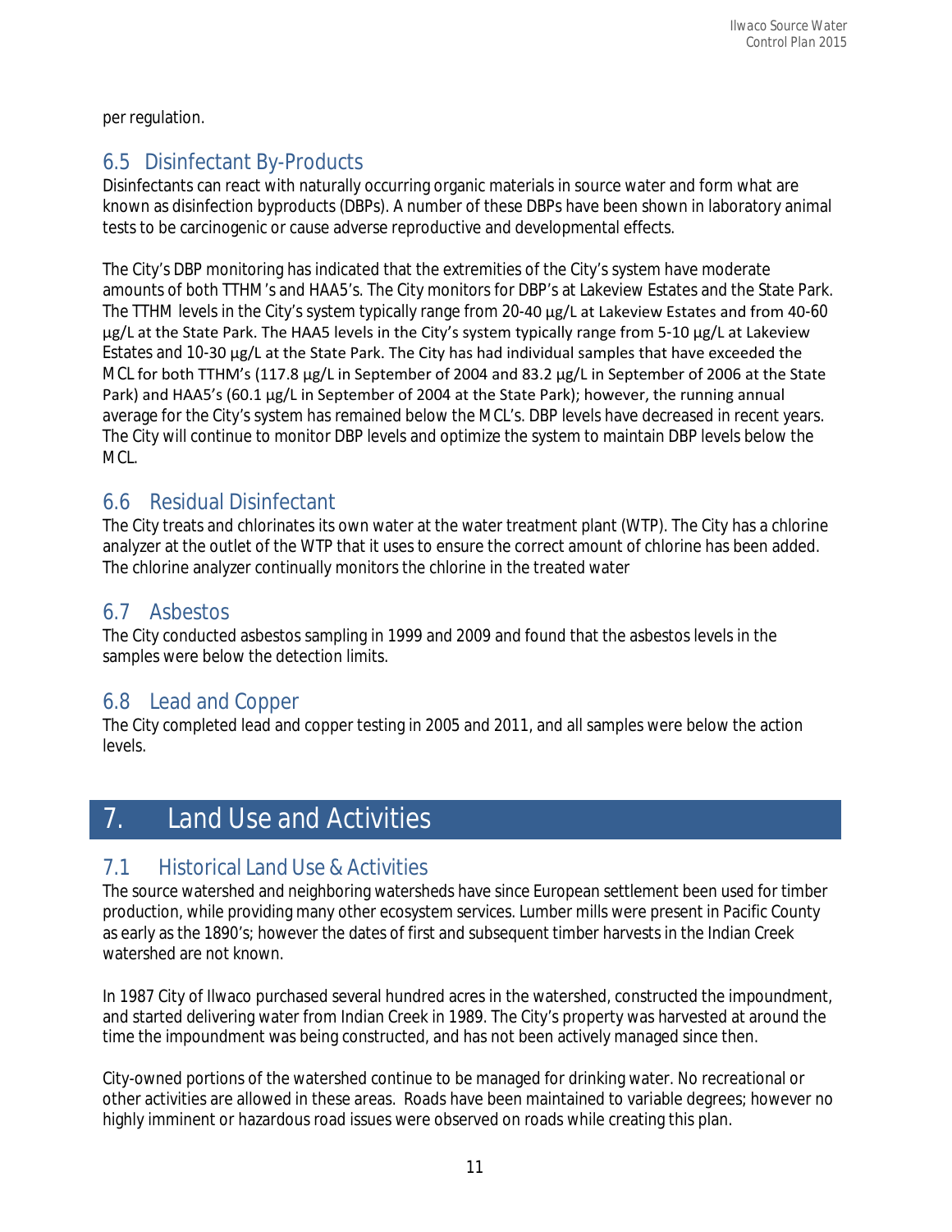per regulation.

## 6.5 Disinfectant By-Products

Disinfectants can react with naturally occurring organic materials in source water and form what are known as disinfection byproducts (DBPs). A number of these DBPs have been shown in laboratory animal tests to be carcinogenic or cause adverse reproductive and developmental effects.

The City's DBP monitoring has indicated that the extremities of the City's system have moderate amounts of both TTHM's and HAA5's. The City monitors for DBP's at Lakeview Estates and the State Park. The TTHM levels in the City's system typically range from 20-40 µg/L at Lakeview Estates and from 40-60 µg/L at the State Park. The HAA5 levels in the City's system typically range from 5-10 µg/L at Lakeview Estates and 10-30 µg/L at the State Park. The City has had individual samples that have exceeded the MCL for both TTHM's (117.8 µg/L in September of 2004 and 83.2 µg/L in September of 2006 at the State Park) and HAA5's (60.1 µg/L in September of 2004 at the State Park); however, the running annual average for the City's system has remained below the MCL's. DBP levels have decreased in recent years. The City will continue to monitor DBP levels and optimize the system to maintain DBP levels below the MCL.

## 6.6 Residual Disinfectant

The City treats and chlorinates its own water at the water treatment plant (WTP). The City has a chlorine analyzer at the outlet of the WTP that it uses to ensure the correct amount of chlorine has been added. The chlorine analyzer continually monitors the chlorine in the treated water

## 6.7 Asbestos

The City conducted asbestos sampling in 1999 and 2009 and found that the asbestos levels in the samples were below the detection limits.

## 6.8 Lead and Copper

The City completed lead and copper testing in 2005 and 2011, and all samples were below the action levels.

# 7. Land Use and Activities

## 7.1 Historical Land Use & Activities

The source watershed and neighboring watersheds have since European settlement been used for timber production, while providing many other ecosystem services. Lumber mills were present in Pacific County as early as the 1890's; however the dates of first and subsequent timber harvests in the Indian Creek watershed are not known.

In 1987 City of Ilwaco purchased several hundred acres in the watershed, constructed the impoundment, and started delivering water from Indian Creek in 1989. The City's property was harvested at around the time the impoundment was being constructed, and has not been actively managed since then.

City-owned portions of the watershed continue to be managed for drinking water. No recreational or other activities are allowed in these areas. Roads have been maintained to variable degrees; however no highly imminent or hazardous road issues were observed on roads while creating this plan.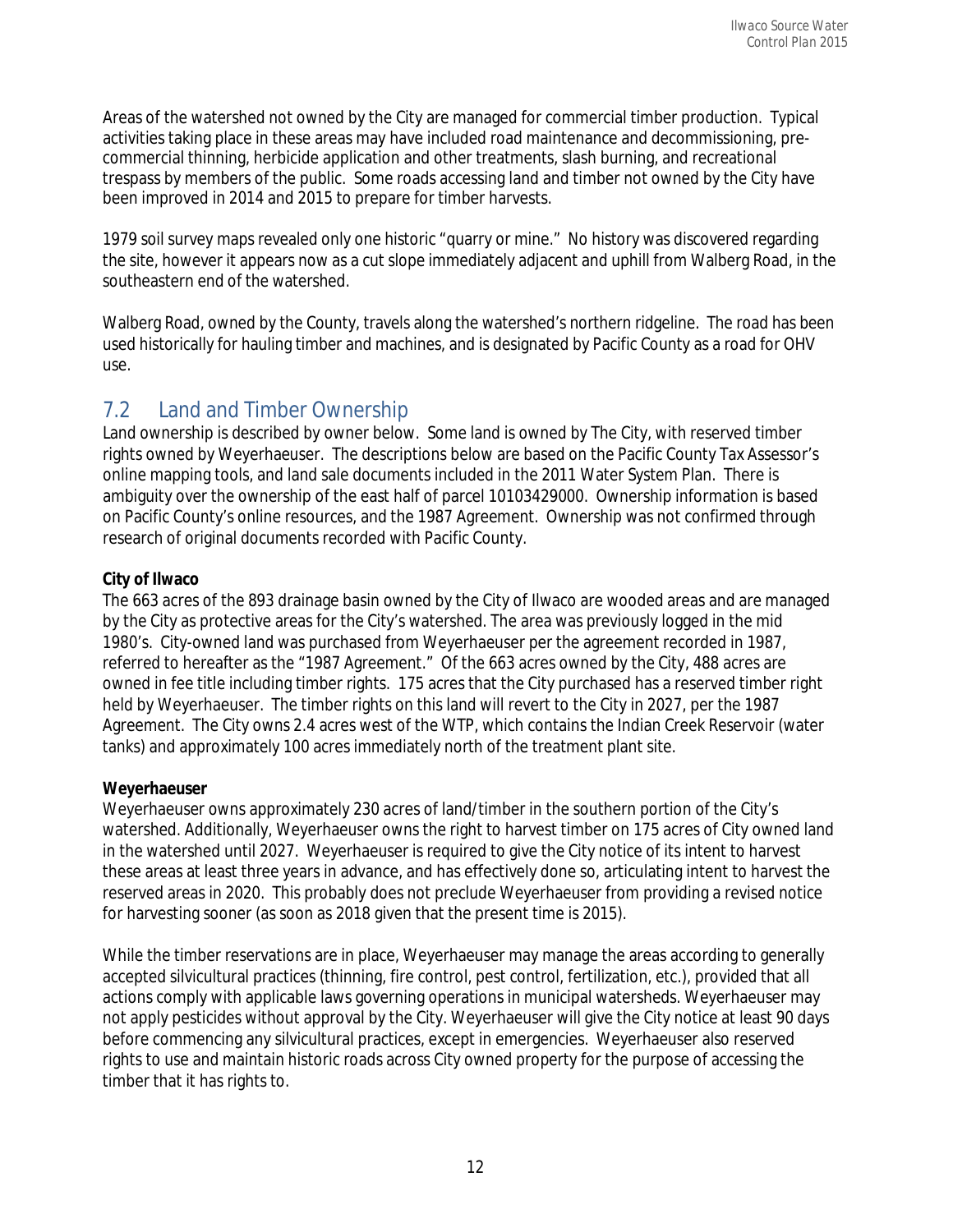Areas of the watershed not owned by the City are managed for commercial timber production. Typical activities taking place in these areas may have included road maintenance and decommissioning, pre-commercial thinning, herbicide application and other treatments, slash burning, and recreational trespass by members of the public. Some roads accessing land and timber not owned by the City have been improved in 2014 and 2015 to prepare for timber harvests.

1979 soil survey maps revealed only one historic "quarry or mine." No history was discovered regarding the site, however it appears now as a cut slope immediately adjacent and uphill from Walberg Road, in the southeastern end of the watershed.

Walberg Road, owned by the County, travels along the watershed's northern ridgeline. The road has been used historically for hauling timber and machines, and is designated by Pacific County as a road for OHV use.

## 7.2 Land and Timber Ownership

Land ownership is described by owner below. Some land is owned by The City, with reserved timber rights owned by Weyerhaeuser. The descriptions below are based on the Pacific County Tax Assessor's online mapping tools, and land sale documents included in the 2011 Water System Plan. There is ambiguity over the ownership of the east half of parcel 10103429000. Ownership information is based on Pacific County's online resources, and the 1987 Agreement. Ownership was not confirmed through research of original documents recorded with Pacific County.

**City of Ilwaco**

The 663 acres of the 893 drainage basin owned by the City of Ilwaco are wooded areas and are managed by the City as protective areas for the City's watershed. The area was previously logged in the mid 1980's. City-owned land was purchased from Weyerhaeuser per the agreement recorded in 1987, referred to hereafter as the "1987 Agreement." Of the 663 acres owned by the City, 488 acres are owned in fee title including timber rights. 175 acres that the City purchased has a reserved timber right held by Weyerhaeuser. The timber rights on this land will revert to the City in 2027, per the 1987 Agreement. The City owns 2.4 acres west of the WTP, which contains the Indian Creek Reservoir (water tanks) and approximately 100 acres immediately north of the treatment plant site.

**Weyerhaeuser**

Weyerhaeuser owns approximately 230 acres of land/timber in the southern portion of the City's watershed. Additionally, Weyerhaeuser owns the right to harvest timber on 175 acres of City owned land in the watershed until 2027. Weyerhaeuser is required to give the City notice of its intent to harvest these areas at least three years in advance, and has effectively done so, articulating intent to harvest the reserved areas in 2020. This probably does not preclude Weyerhaeuser from providing a revised notice for harvesting sooner (as soon as 2018 given that the present time is 2015).

While the timber reservations are in place, Weyerhaeuser may manage the areas according to generally accepted silvicultural practices (thinning, fire control, pest control, fertilization, etc.), provided that all actions comply with applicable laws governing operations in municipal watersheds. Weyerhaeuser may not apply pesticides without approval by the City. Weyerhaeuser will give the City notice at least 90 days before commencing any silvicultural practices, except in emergencies. Weyerhaeuser also reserved rights to use and maintain historic roads across City owned property for the purpose of accessing the timber that it has rights to.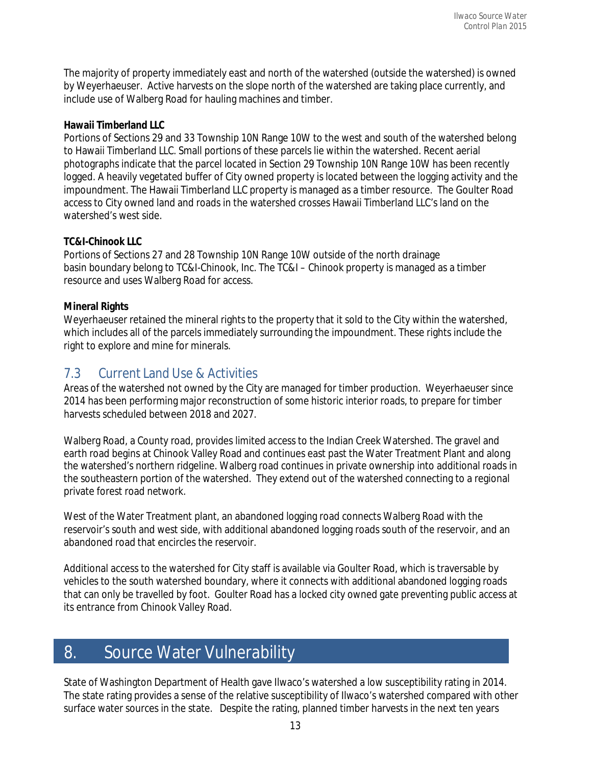The majority of property immediately east and north of the watershed (outside the watershed) is owned by Weyerhaeuser. Active harvests on the slope north of the watershed are taking place currently, and include use of Walberg Road for hauling machines and timber.

**Hawaii Timberland LLC**

Portions of Sections 29 and 33 Township 10N Range 10W to the west and south of the watershed belong to Hawaii Timberland LLC. Small portions of these parcels lie within the watershed. Recent aerial photographs indicate that the parcel located in Section 29 Township 10N Range 10W has been recently logged. A heavily vegetated buffer of City owned property is located between the logging activity and the impoundment. The Hawaii Timberland LLC property is managed as a timber resource. The Goulter Road access to City owned land and roads in the watershed crosses Hawaii Timberland LLC's land on the watershed's west side.

**TC&I-Chinook LLC**

Portions of Sections 27 and 28 Township 10N Range 10W outside of the north drainage basin boundary belong to TC&I-Chinook, Inc. The TC&I – Chinook property is managed as a timber resource and uses Walberg Road for access.

**Mineral Rights**

Weyerhaeuser retained the mineral rights to the property that it sold to the City within the watershed, which includes all of the parcels immediately surrounding the impoundment. These rights include the right to explore and mine for minerals.

## 7.3 Current Land Use & Activities

Areas of the watershed not owned by the City are managed for timber production. Weyerhaeuser since 2014 has been performing major reconstruction of some historic interior roads, to prepare for timber harvests scheduled between 2018 and 2027.

Walberg Road, a County road, provides limited access to the Indian Creek Watershed. The gravel and earth road begins at Chinook Valley Road and continues east past the Water Treatment Plant and along the watershed's northern ridgeline. Walberg road continues in private ownership into additional roads in the southeastern portion of the watershed. They extend out of the watershed connecting to a regional private forest road network.

West of the Water Treatment plant, an abandoned logging road connects Walberg Road with the reservoir's south and west side, with additional abandoned logging roads south of the reservoir, and an abandoned road that encircles the reservoir.

Additional access to the watershed for City staff is available via Goulter Road, which is traversable by vehicles to the south watershed boundary, where it connects with additional abandoned logging roads that can only be travelled by foot. Goulter Road has a locked city owned gate preventing public access at its entrance from Chinook Valley Road.

# 8. Source Water Vulnerability

State of Washington Department of Health gave Ilwaco's watershed a low susceptibility rating in 2014. The state rating provides a sense of the relative susceptibility of Ilwaco's watershed compared with other surface water sources in the state. Despite the rating, planned timber harvests in the next ten years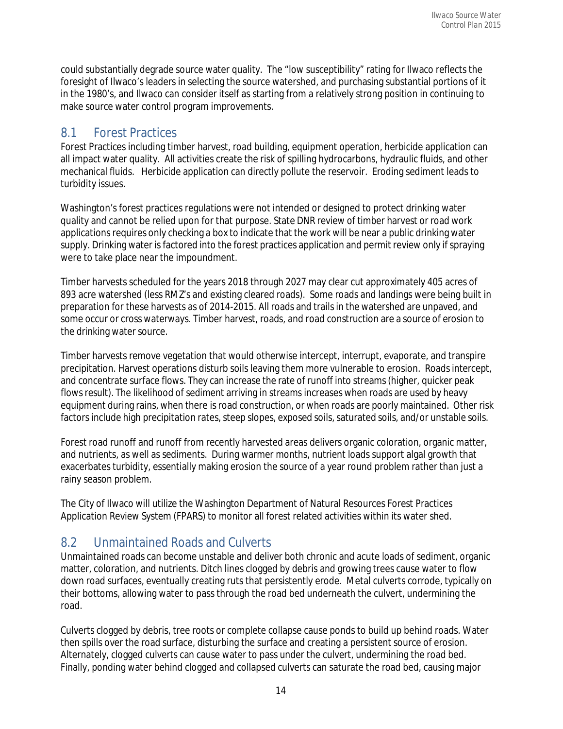could substantially degrade source water quality. The "low susceptibility" rating for Ilwaco reflects the foresight of Ilwaco's leaders in selecting the source watershed, and purchasing substantial portions of it in the 1980's, and Ilwaco can consider itself as starting from a relatively strong position in continuing to make source water control program improvements.

## 8.1 Forest Practices

Forest Practices including timber harvest, road building, equipment operation, herbicide application can all impact water quality. All activities create the risk of spilling hydrocarbons, hydraulic fluids, and other mechanical fluids. Herbicide application can directly pollute the reservoir. Eroding sediment leads to turbidity issues.

Washington's forest practices regulations were not intended or designed to protect drinking water quality and cannot be relied upon for that purpose. State DNR review of timber harvest or road work applications requires only checking a box to indicate that the work will be near a public drinking water supply. Drinking water is factored into the forest practices application and permit review only if spraying were to take place near the impoundment.

Timber harvests scheduled for the years 2018 through 2027 may clear cut approximately 405 acres of 893 acre watershed (less RMZ's and existing cleared roads). Some roads and landings were being built in preparation for these harvests as of 2014-2015. All roads and trails in the watershed are unpaved, and some occur or cross waterways. Timber harvest, roads, and road construction are a source of erosion to the drinking water source.

Timber harvests remove vegetation that would otherwise intercept, interrupt, evaporate, and transpire precipitation. Harvest operations disturb soils leaving them more vulnerable to erosion. Roads intercept, and concentrate surface flows. They can increase the rate of runoff into streams (higher, quicker peak flows result). The likelihood of sediment arriving in streams increases when roads are used by heavy equipment during rains, when there is road construction, or when roads are poorly maintained. Other risk factors include high precipitation rates, steep slopes, exposed soils, saturated soils, and/or unstable soils.

Forest road runoff and runoff from recently harvested areas delivers organic coloration, organic matter, and nutrients, as well as sediments. During warmer months, nutrient loads support algal growth that exacerbates turbidity, essentially making erosion the source of a year round problem rather than just a rainy season problem.

The City of Ilwaco will utilize the Washington Department of Natural Resources Forest Practices Application Review System (FPARS) to monitor all forest related activities within its water shed.

## 8.2 Unmaintained Roads and Culverts

Unmaintained roads can become unstable and deliver both chronic and acute loads of sediment, organic matter, coloration, and nutrients. Ditch lines clogged by debris and growing trees cause water to flow down road surfaces, eventually creating ruts that persistently erode. Metal culverts corrode, typically on their bottoms, allowing water to pass through the road bed underneath the culvert, undermining the road.

Culverts clogged by debris, tree roots or complete collapse cause ponds to build up behind roads. Water then spills over the road surface, disturbing the surface and creating a persistent source of erosion. Alternately, clogged culverts can cause water to pass under the culvert, undermining the road bed. Finally, ponding water behind clogged and collapsed culverts can saturate the road bed, causing major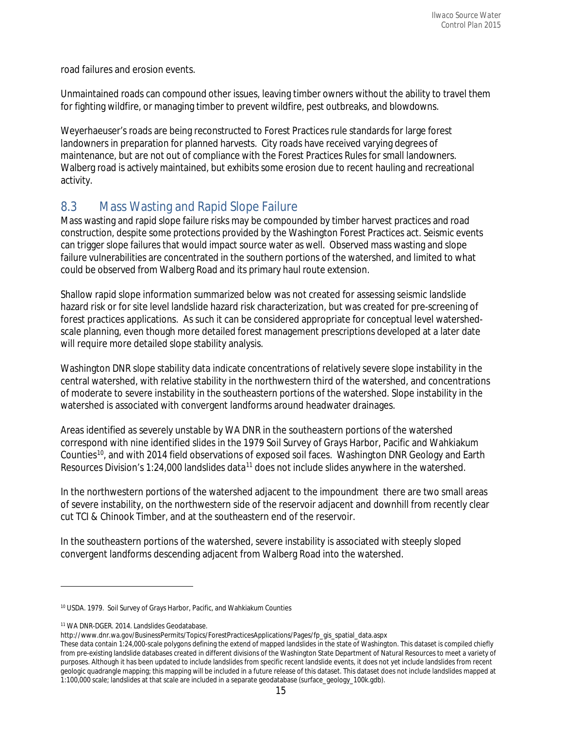road failures and erosion events.

Unmaintained roads can compound other issues, leaving timber owners without the ability to travel them for fighting wildfire, or managing timber to prevent wildfire, pest outbreaks, and blowdowns.

Weyerhaeuser's roads are being reconstructed to Forest Practices rule standards for large forest landowners in preparation for planned harvests. City roads have received varying degrees of maintenance, but are not out of compliance with the Forest Practices Rules for small landowners. Walberg road is actively maintained, but exhibits some erosion due to recent hauling and recreational activity.

## 8.3 Mass Wasting and Rapid Slope Failure

Mass wasting and rapid slope failure risks may be compounded by timber harvest practices and road construction, despite some protections provided by the Washington Forest Practices act. Seismic events can trigger slope failures that would impact source water as well. Observed mass wasting and slope failure vulnerabilities are concentrated in the southern portions of the watershed, and limited to what could be observed from Walberg Road and its primary haul route extension.

Shallow rapid slope information summarized below was not created for assessing seismic landslide hazard risk or for site level landslide hazard risk characterization, but was created for pre-screening of forest practices applications. As such it can be considered appropriate for conceptual level watershed-scale planning, even though more detailed forest management prescriptions developed at a later date will require more detailed slope stability analysis.

Washington DNR slope stability data indicate concentrations of relatively severe slope instability in the central watershed, with relative stability in the northwestern third of the watershed, and concentrations of moderate to severe instability in the southeastern portions of the watershed. Slope instability in the watershed is associated with convergent landforms around headwater drainages.

Areas identified as severely unstable by WA DNR in the southeastern portions of the watershed correspond with nine identified slides in the 1979 Soil Survey of Grays Harbor, Pacific and Wahkiakum Counties[10], and with 2014 field observations of exposed soil faces. Washington DNR Geology and Earth Resources Division's 1:24,000 landslides data[11] does not include slides anywhere in the watershed.

In the northwestern portions of the watershed adjacent to the impoundment there are two small areas of severe instability, on the northwestern side of the reservoir adjacent and downhill from recently clear cut TCI & Chinook Timber, and at the southeastern end of the reservoir.

In the southeastern portions of the watershed, severe instability is associated with steeply sloped convergent landforms descending adjacent from Walberg Road into the watershed.

---

[10] USDA. 1979. Soil Survey of Grays Harbor, Pacific, and Wahkiakum Counties

[11] WA DNR-DGER. 2014. Landslides Geodatabase.
http://www.dnr.wa.gov/BusinessPermits/Topics/ForestPracticesApplications/Pages/fp_gis_spatial_data.aspx
These data contain 1:24,000-scale polygons defining the extend of mapped landslides in the state of Washington. This dataset is compiled chiefly from pre-existing landslide databases created in different divisions of the Washington State Department of Natural Resources to meet a variety of purposes. Although it has been updated to include landslides from specific recent landslide events, it does not yet include landslides from recent geologic quadrangle mapping; this mapping will be included in a future release of this dataset. This dataset does not include landslides mapped at 1:100,000 scale; landslides at that scale are included in a separate geodatabase (surface_geology_100k.gdb).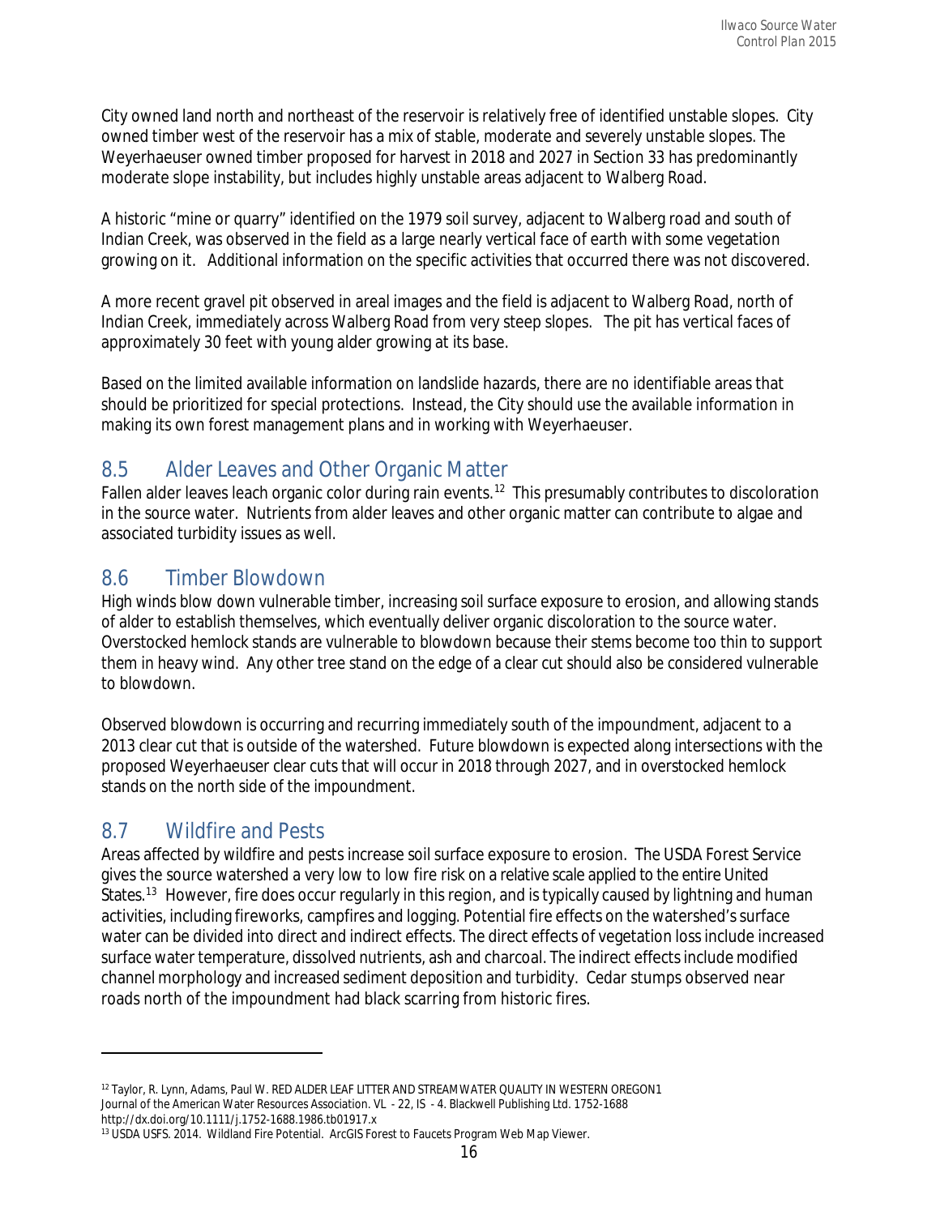City owned land north and northeast of the reservoir is relatively free of identified unstable slopes. City owned timber west of the reservoir has a mix of stable, moderate and severely unstable slopes. The Weyerhaeuser owned timber proposed for harvest in 2018 and 2027 in Section 33 has predominantly moderate slope instability, but includes highly unstable areas adjacent to Walberg Road.

A historic "mine or quarry" identified on the 1979 soil survey, adjacent to Walberg road and south of Indian Creek, was observed in the field as a large nearly vertical face of earth with some vegetation growing on it. Additional information on the specific activities that occurred there was not discovered.

A more recent gravel pit observed in areal images and the field is adjacent to Walberg Road, north of Indian Creek, immediately across Walberg Road from very steep slopes. The pit has vertical faces of approximately 30 feet with young alder growing at its base.

Based on the limited available information on landslide hazards, there are no identifiable areas that should be prioritized for special protections. Instead, the City should use the available information in making its own forest management plans and in working with Weyerhaeuser.

## 8.5 Alder Leaves and Other Organic Matter

Fallen alder leaves leach organic color during rain events.[12] This presumably contributes to discoloration in the source water. Nutrients from alder leaves and other organic matter can contribute to algae and associated turbidity issues as well.

## 8.6 Timber Blowdown

High winds blow down vulnerable timber, increasing soil surface exposure to erosion, and allowing stands of alder to establish themselves, which eventually deliver organic discoloration to the source water. Overstocked hemlock stands are vulnerable to blowdown because their stems become too thin to support them in heavy wind. Any other tree stand on the edge of a clear cut should also be considered vulnerable to blowdown.

Observed blowdown is occurring and recurring immediately south of the impoundment, adjacent to a 2013 clear cut that is outside of the watershed. Future blowdown is expected along intersections with the proposed Weyerhaeuser clear cuts that will occur in 2018 through 2027, and in overstocked hemlock stands on the north side of the impoundment.

## 8.7 Wildfire and Pests

Areas affected by wildfire and pests increase soil surface exposure to erosion. The USDA Forest Service gives the source watershed a very low to low fire risk on a relative scale applied to the entire United States.[13] However, fire does occur regularly in this region, and is typically caused by lightning and human activities, including fireworks, campfires and logging. Potential fire effects on the watershed's surface water can be divided into direct and indirect effects. The direct effects of vegetation loss include increased surface water temperature, dissolved nutrients, ash and charcoal. The indirect effects include modified channel morphology and increased sediment deposition and turbidity. Cedar stumps observed near roads north of the impoundment had black scarring from historic fires.

---

[12] Taylor, R. Lynn, Adams, Paul W. RED ALDER LEAF LITTER AND STREAMWATER QUALITY IN WESTERN OREGON1 Journal of the American Water Resources Association. VL - 22, IS - 4. Blackwell Publishing Ltd. 1752-1688 http://dx.doi.org/10.1111/j.1752-1688.1986.tb01917.x

[13] USDA USFS. 2014. Wildland Fire Potential. ArcGIS Forest to Faucets Program Web Map Viewer.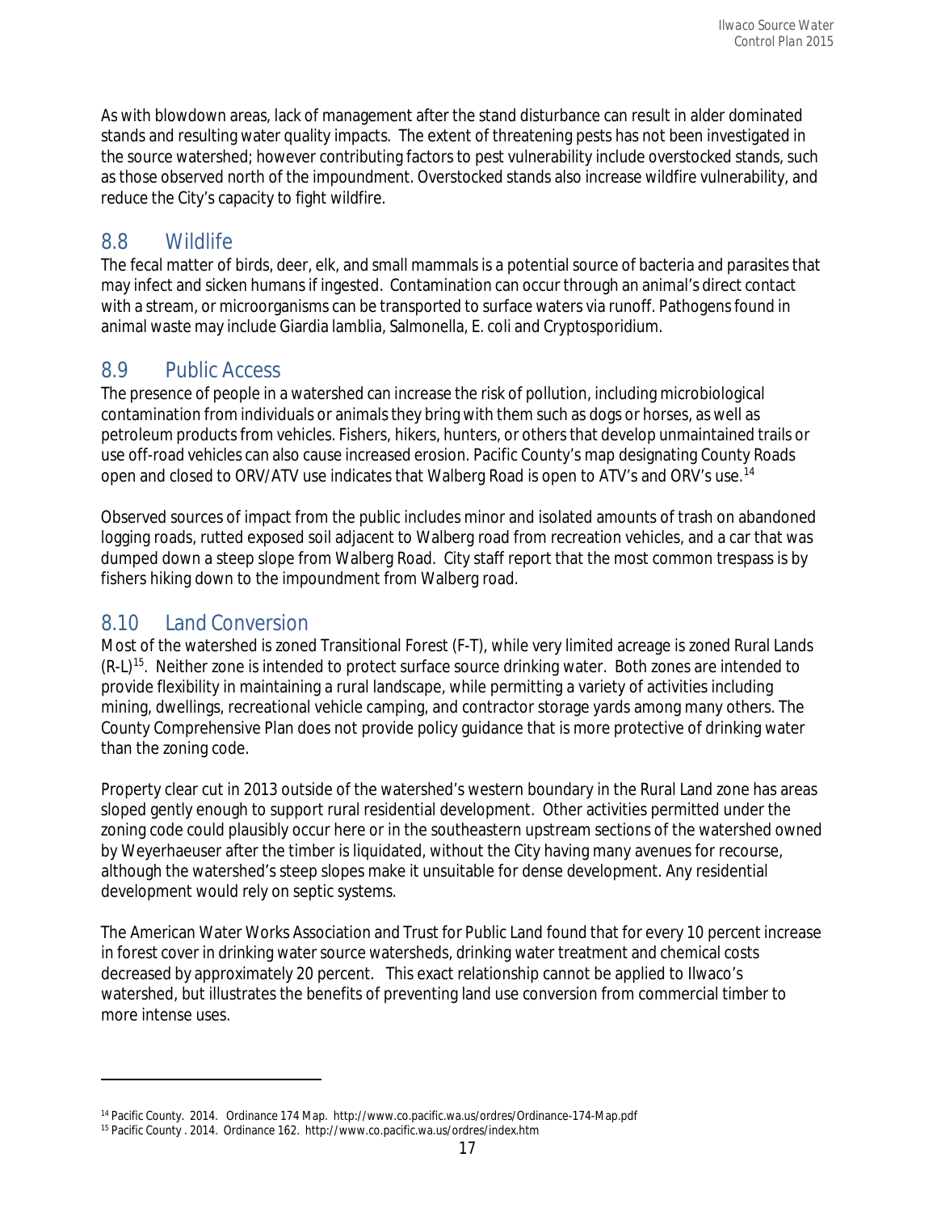As with blowdown areas, lack of management after the stand disturbance can result in alder dominated stands and resulting water quality impacts. The extent of threatening pests has not been investigated in the source watershed; however contributing factors to pest vulnerability include overstocked stands, such as those observed north of the impoundment. Overstocked stands also increase wildfire vulnerability, and reduce the City's capacity to fight wildfire.

## 8.8 Wildlife

The fecal matter of birds, deer, elk, and small mammals is a potential source of bacteria and parasites that may infect and sicken humans if ingested. Contamination can occur through an animal's direct contact with a stream, or microorganisms can be transported to surface waters via runoff. Pathogens found in animal waste may include Giardia lamblia, Salmonella, E. coli and Cryptosporidium.

## 8.9 Public Access

The presence of people in a watershed can increase the risk of pollution, including microbiological contamination from individuals or animals they bring with them such as dogs or horses, as well as petroleum products from vehicles. Fishers, hikers, hunters, or others that develop unmaintained trails or use off-road vehicles can also cause increased erosion. Pacific County's map designating County Roads open and closed to ORV/ATV use indicates that Walberg Road is open to ATV's and ORV's use.[14]

Observed sources of impact from the public includes minor and isolated amounts of trash on abandoned logging roads, rutted exposed soil adjacent to Walberg road from recreation vehicles, and a car that was dumped down a steep slope from Walberg Road. City staff report that the most common trespass is by fishers hiking down to the impoundment from Walberg road.

## 8.10 Land Conversion

Most of the watershed is zoned Transitional Forest (F-T), while very limited acreage is zoned Rural Lands (R-L)[15]. Neither zone is intended to protect surface source drinking water. Both zones are intended to provide flexibility in maintaining a rural landscape, while permitting a variety of activities including mining, dwellings, recreational vehicle camping, and contractor storage yards among many others. The County Comprehensive Plan does not provide policy guidance that is more protective of drinking water than the zoning code.

Property clear cut in 2013 outside of the watershed's western boundary in the Rural Land zone has areas sloped gently enough to support rural residential development. Other activities permitted under the zoning code could plausibly occur here or in the southeastern upstream sections of the watershed owned by Weyerhaeuser after the timber is liquidated, without the City having many avenues for recourse, although the watershed's steep slopes make it unsuitable for dense development. Any residential development would rely on septic systems.

The American Water Works Association and Trust for Public Land found that for every 10 percent increase in forest cover in drinking water source watersheds, drinking water treatment and chemical costs decreased by approximately 20 percent. This exact relationship cannot be applied to Ilwaco's watershed, but illustrates the benefits of preventing land use conversion from commercial timber to more intense uses.

---

[14] Pacific County. 2014. Ordinance 174 Map. http://www.co.pacific.wa.us/ordres/Ordinance-174-Map.pdf

[15] Pacific County . 2014. Ordinance 162. http://www.co.pacific.wa.us/ordres/index.htm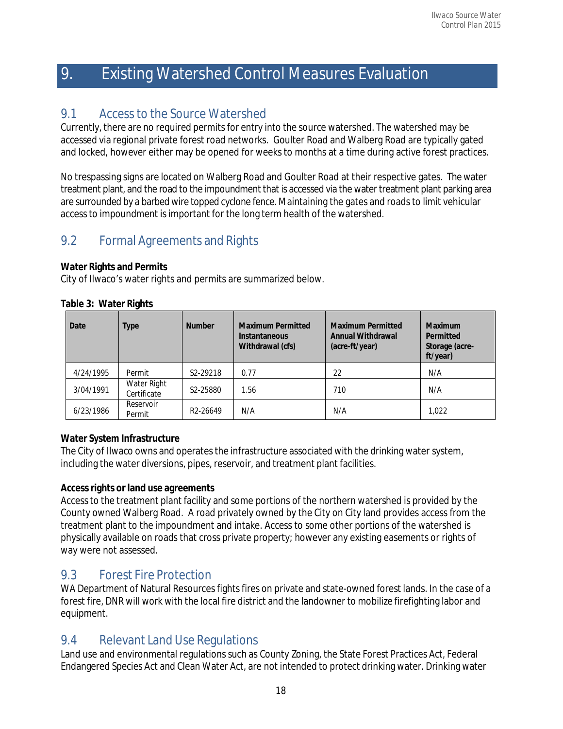# 9. Existing Watershed Control Measures Evaluation

## 9.1 Access to the Source Watershed

Currently, there are no required permits for entry into the source watershed. The watershed may be accessed via regional private forest road networks. Goulter Road and Walberg Road are typically gated and locked, however either may be opened for weeks to months at a time during active forest practices.

No trespassing signs are located on Walberg Road and Goulter Road at their respective gates. The water treatment plant, and the road to the impoundment that is accessed via the water treatment plant parking area are surrounded by a barbed wire topped cyclone fence. Maintaining the gates and roads to limit vehicular access to impoundment is important for the long term health of the watershed.

## 9.2 Formal Agreements and Rights

**Water Rights and Permits**

City of Ilwaco's water rights and permits are summarized below.

**Table 3: Water Rights**

| Date | Type | Number | Maximum Permitted Instantaneous Withdrawal (cfs) | Maximum Permitted Annual Withdrawal (acre-ft/year) | Maximum Permitted Storage (acre-ft/year) |
|---|---|---|---|---|---|
| 4/24/1995 | Permit | S2-29218 | 0.77 | 22 | N/A |
| 3/04/1991 | Water Right Certificate | S2-25880 | 1.56 | 710 | N/A |
| 6/23/1986 | Reservoir Permit | R2-26649 | N/A | N/A | 1,022 |

**Water System Infrastructure**

The City of Ilwaco owns and operates the infrastructure associated with the drinking water system, including the water diversions, pipes, reservoir, and treatment plant facilities.

**Access rights or land use agreements**

Access to the treatment plant facility and some portions of the northern watershed is provided by the County owned Walberg Road. A road privately owned by the City on City land provides access from the treatment plant to the impoundment and intake. Access to some other portions of the watershed is physically available on roads that cross private property; however any existing easements or rights of way were not assessed.

## 9.3 Forest Fire Protection

WA Department of Natural Resources fights fires on private and state-owned forest lands. In the case of a forest fire, DNR will work with the local fire district and the landowner to mobilize firefighting labor and equipment.

## 9.4 Relevant Land Use Regulations

Land use and environmental regulations such as County Zoning, the State Forest Practices Act, Federal Endangered Species Act and Clean Water Act, are not intended to protect drinking water. Drinking water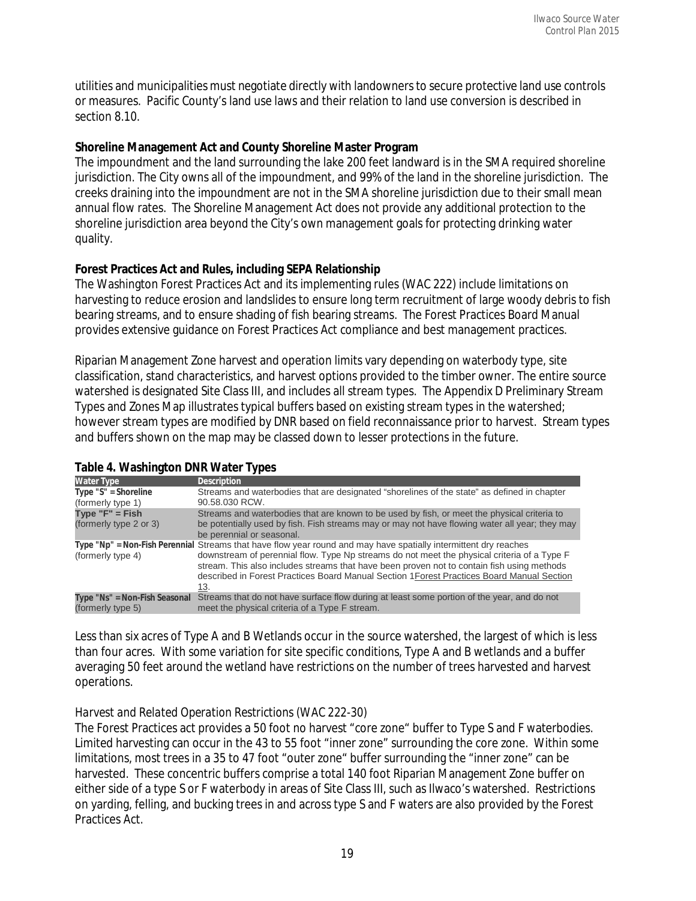utilities and municipalities must negotiate directly with landowners to secure protective land use controls or measures. Pacific County's land use laws and their relation to land use conversion is described in section 8.10.

**Shoreline Management Act and County Shoreline Master Program**

The impoundment and the land surrounding the lake 200 feet landward is in the SMA required shoreline jurisdiction. The City owns all of the impoundment, and 99% of the land in the shoreline jurisdiction. The creeks draining into the impoundment are not in the SMA shoreline jurisdiction due to their small mean annual flow rates. The Shoreline Management Act does not provide any additional protection to the shoreline jurisdiction area beyond the City's own management goals for protecting drinking water quality.

**Forest Practices Act and Rules, including SEPA Relationship**

The Washington Forest Practices Act and its implementing rules (WAC 222) include limitations on harvesting to reduce erosion and landslides to ensure long term recruitment of large woody debris to fish bearing streams, and to ensure shading of fish bearing streams. The Forest Practices Board Manual provides extensive guidance on Forest Practices Act compliance and best management practices.

Riparian Management Zone harvest and operation limits vary depending on waterbody type, site classification, stand characteristics, and harvest options provided to the timber owner. The entire source watershed is designated Site Class III, and includes all stream types. The Appendix D Preliminary Stream Types and Zones Map illustrates typical buffers based on existing stream types in the watershed; however stream types are modified by DNR based on field reconnaissance prior to harvest. Stream types and buffers shown on the map may be classed down to lesser protections in the future.

**Table 4. Washington DNR Water Types**

| Water Type | Description |
|---|---|
| Type "S" = Shoreline (formerly type 1) | Streams and waterbodies that are designated "shorelines of the state" as defined in chapter 90.58.030 RCW. |
| Type "F" = Fish (formerly type 2 or 3) | Streams and waterbodies that are known to be used by fish, or meet the physical criteria to be potentially used by fish. Fish streams may or may not have flowing water all year; they may be perennial or seasonal. |
| Type "Np" = Non-Fish Perennial (formerly type 4) | Streams that have flow year round and may have spatially intermittent dry reaches downstream of perennial flow. Type Np streams do not meet the physical criteria of a Type F stream. This also includes streams that have been proven not to contain fish using methods described in Forest Practices Board Manual Section 1Forest Practices Board Manual Section 13. |
| Type "Ns" = Non-Fish Seasonal (formerly type 5) | Streams that do not have surface flow during at least some portion of the year, and do not meet the physical criteria of a Type F stream. |

Less than six acres of Type A and B Wetlands occur in the source watershed, the largest of which is less than four acres. With some variation for site specific conditions, Type A and B wetlands and a buffer averaging 50 feet around the wetland have restrictions on the number of trees harvested and harvest operations.

*Harvest and Related Operation Restrictions (WAC 222-30)*

The Forest Practices act provides a 50 foot no harvest "core zone" buffer to Type S and F waterbodies. Limited harvesting can occur in the 43 to 55 foot "inner zone" surrounding the core zone. Within some limitations, most trees in a 35 to 47 foot "outer zone" buffer surrounding the "inner zone" can be harvested. These concentric buffers comprise a total 140 foot Riparian Management Zone buffer on either side of a type S or F waterbody in areas of Site Class III, such as Ilwaco's watershed. Restrictions on yarding, felling, and bucking trees in and across type S and F waters are also provided by the Forest Practices Act.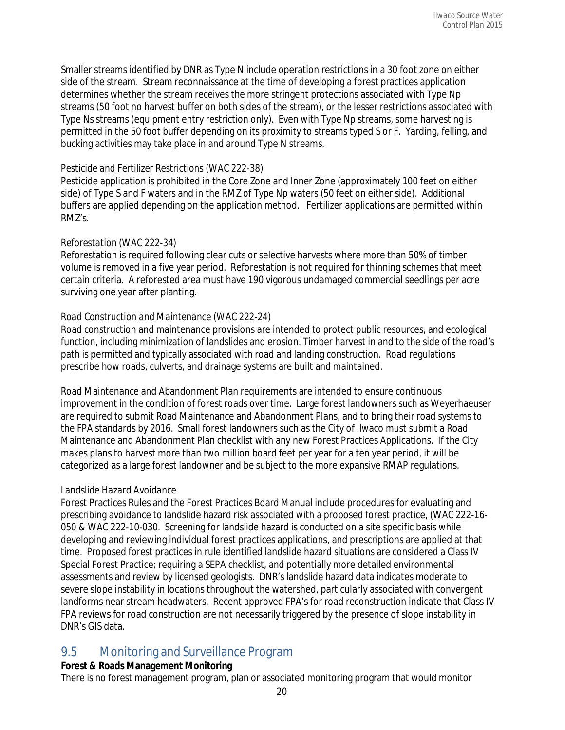Smaller streams identified by DNR as Type N include operation restrictions in a 30 foot zone on either side of the stream. Stream reconnaissance at the time of developing a forest practices application determines whether the stream receives the more stringent protections associated with Type Np streams (50 foot no harvest buffer on both sides of the stream), or the lesser restrictions associated with Type Ns streams (equipment entry restriction only). Even with Type Np streams, some harvesting is permitted in the 50 foot buffer depending on its proximity to streams typed S or F. Yarding, felling, and bucking activities may take place in and around Type N streams.

*Pesticide and Fertilizer Restrictions (WAC 222-38)*

Pesticide application is prohibited in the Core Zone and Inner Zone (approximately 100 feet on either side) of Type S and F waters and in the RMZ of Type Np waters (50 feet on either side). Additional buffers are applied depending on the application method. Fertilizer applications are permitted within RMZ's.

*Reforestation (WAC 222-34)*

Reforestation is required following clear cuts or selective harvests where more than 50% of timber volume is removed in a five year period. Reforestation is not required for thinning schemes that meet certain criteria. A reforested area must have 190 vigorous undamaged commercial seedlings per acre surviving one year after planting.

*Road Construction and Maintenance (WAC 222-24)*

Road construction and maintenance provisions are intended to protect public resources, and ecological function, including minimization of landslides and erosion. Timber harvest in and to the side of the road's path is permitted and typically associated with road and landing construction. Road regulations prescribe how roads, culverts, and drainage systems are built and maintained.

Road Maintenance and Abandonment Plan requirements are intended to ensure continuous improvement in the condition of forest roads over time. Large forest landowners such as Weyerhaeuser are required to submit Road Maintenance and Abandonment Plans, and to bring their road systems to the FPA standards by 2016. Small forest landowners such as the City of Ilwaco must submit a Road Maintenance and Abandonment Plan checklist with any new Forest Practices Applications. If the City makes plans to harvest more than two million board feet per year for a ten year period, it will be categorized as a large forest landowner and be subject to the more expansive RMAP regulations.

*Landslide Hazard Avoidance*

Forest Practices Rules and the Forest Practices Board Manual include procedures for evaluating and prescribing avoidance to landslide hazard risk associated with a proposed forest practice, (WAC 222-16-050 & WAC 222-10-030. Screening for landslide hazard is conducted on a site specific basis while developing and reviewing individual forest practices applications, and prescriptions are applied at that time. Proposed forest practices in rule identified landslide hazard situations are considered a Class IV Special Forest Practice; requiring a SEPA checklist, and potentially more detailed environmental assessments and review by licensed geologists. DNR's landslide hazard data indicates moderate to severe slope instability in locations throughout the watershed, particularly associated with convergent landforms near stream headwaters. Recent approved FPA's for road reconstruction indicate that Class IV FPA reviews for road construction are not necessarily triggered by the presence of slope instability in DNR's GIS data.

## 9.5 Monitoring and Surveillance Program

**Forest & Roads Management Monitoring**

There is no forest management program, plan or associated monitoring program that would monitor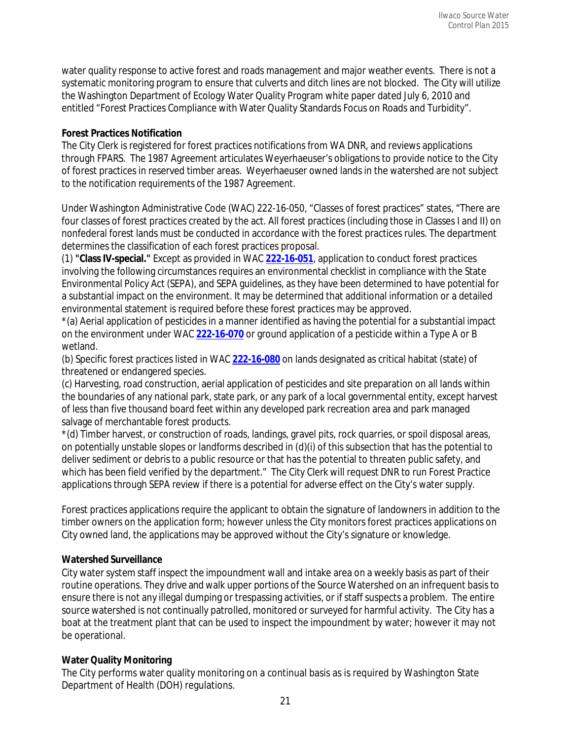water quality response to active forest and roads management and major weather events. There is not a systematic monitoring program to ensure that culverts and ditch lines are not blocked. The City will utilize the Washington Department of Ecology Water Quality Program white paper dated July 6, 2010 and entitled "Forest Practices Compliance with Water Quality Standards Focus on Roads and Turbidity".

**Forest Practices Notification**

The City Clerk is registered for forest practices notifications from WA DNR, and reviews applications through FPARS. The 1987 Agreement articulates Weyerhaeuser's obligations to provide notice to the City of forest practices in reserved timber areas. Weyerhaeuser owned lands in the watershed are not subject to the notification requirements of the 1987 Agreement.

Under Washington Administrative Code (WAC) 222-16-050, "Classes of forest practices" states, "There are four classes of forest practices created by the act. All forest practices (including those in Classes I and II) on nonfederal forest lands must be conducted in accordance with the forest practices rules. The department determines the classification of each forest practices proposal.

(1) **"Class IV-special."** Except as provided in WAC **222-16-051**, application to conduct forest practices involving the following circumstances requires an environmental checklist in compliance with the State Environmental Policy Act (SEPA), and SEPA guidelines, as they have been determined to have potential for a substantial impact on the environment. It may be determined that additional information or a detailed environmental statement is required before these forest practices may be approved.

*(a) Aerial application of pesticides in a manner identified as having the potential for a substantial impact on the environment under WAC **222-16-070** or ground application of a pesticide within a Type A or B wetland.

(b) Specific forest practices listed in WAC **222-16-080** on lands designated as critical habitat (state) of threatened or endangered species.

(c) Harvesting, road construction, aerial application of pesticides and site preparation on all lands within the boundaries of any national park, state park, or any park of a local governmental entity, except harvest of less than five thousand board feet within any developed park recreation area and park managed salvage of merchantable forest products.

*(d) Timber harvest, or construction of roads, landings, gravel pits, rock quarries, or spoil disposal areas, on potentially unstable slopes or landforms described in (d)(i) of this subsection that has the potential to deliver sediment or debris to a public resource or that has the potential to threaten public safety, and which has been field verified by the department." The City Clerk will request DNR to run Forest Practice applications through SEPA review if there is a potential for adverse effect on the City's water supply.

Forest practices applications require the applicant to obtain the signature of landowners in addition to the timber owners on the application form; however unless the City monitors forest practices applications on City owned land, the applications may be approved without the City's signature or knowledge.

**Watershed Surveillance**

City water system staff inspect the impoundment wall and intake area on a weekly basis as part of their routine operations. They drive and walk upper portions of the Source Watershed on an infrequent basis to ensure there is not any illegal dumping or trespassing activities, or if staff suspects a problem. The entire source watershed is not continually patrolled, monitored or surveyed for harmful activity. The City has a boat at the treatment plant that can be used to inspect the impoundment by water; however it may not be operational.

**Water Quality Monitoring**

The City performs water quality monitoring on a continual basis as is required by Washington State Department of Health (DOH) regulations.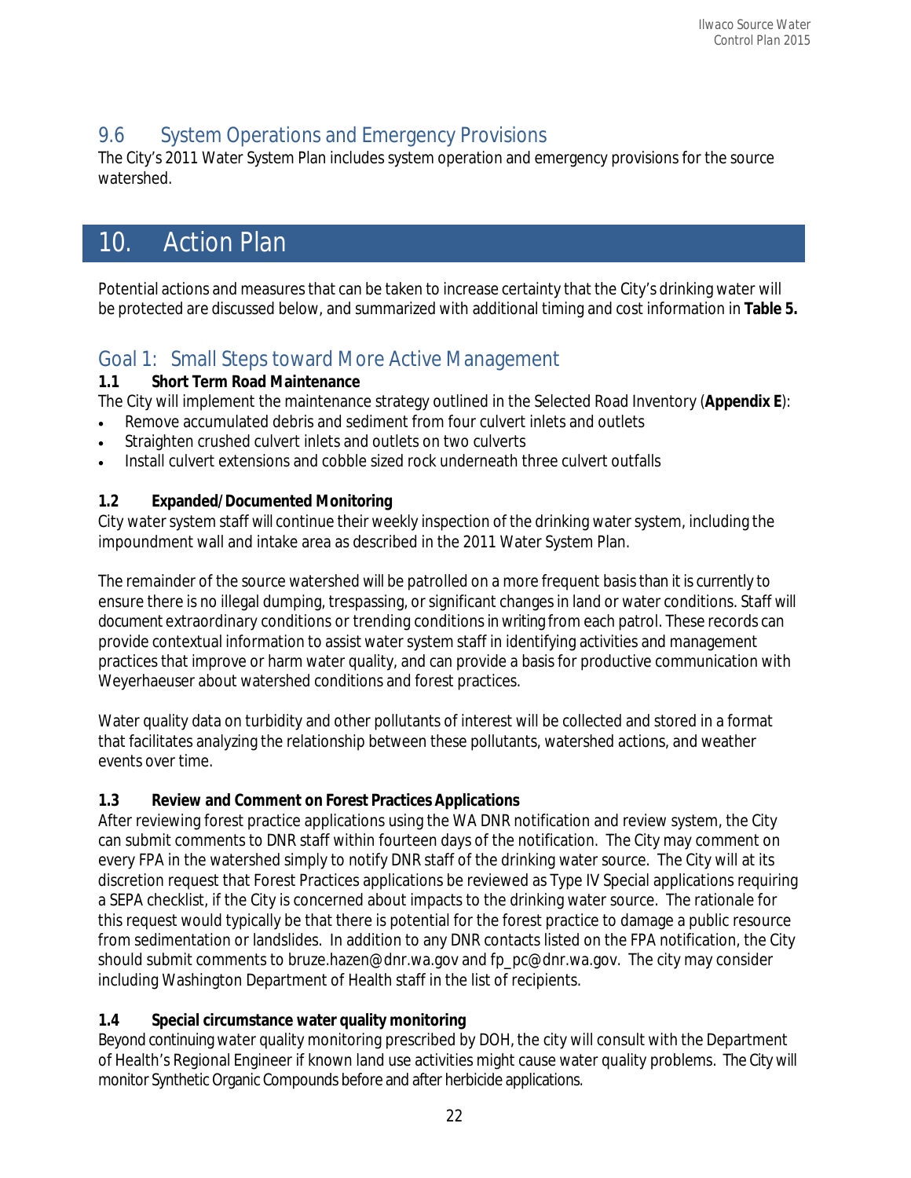## 9.6 System Operations and Emergency Provisions

The City's 2011 Water System Plan includes system operation and emergency provisions for the source watershed.

# 10. Action Plan

Potential actions and measures that can be taken to increase certainty that the City's drinking water will be protected are discussed below, and summarized with additional timing and cost information in **Table 5.**

## Goal 1: Small Steps toward More Active Management

**1.1 Short Term Road Maintenance**

The City will implement the maintenance strategy outlined in the Selected Road Inventory (**Appendix E**):

- Remove accumulated debris and sediment from four culvert inlets and outlets
- Straighten crushed culvert inlets and outlets on two culverts
- Install culvert extensions and cobble sized rock underneath three culvert outfalls

**1.2 Expanded/Documented Monitoring**

City water system staff will continue their weekly inspection of the drinking water system, including the impoundment wall and intake area as described in the 2011 Water System Plan.

The remainder of the source watershed will be patrolled on a more frequent basis than it is currently to ensure there is no illegal dumping, trespassing, or significant changes in land or water conditions. Staff will document extraordinary conditions or trending conditions in writing from each patrol. These records can provide contextual information to assist water system staff in identifying activities and management practices that improve or harm water quality, and can provide a basis for productive communication with Weyerhaeuser about watershed conditions and forest practices.

Water quality data on turbidity and other pollutants of interest will be collected and stored in a format that facilitates analyzing the relationship between these pollutants, watershed actions, and weather events over time.

**1.3 Review and Comment on Forest Practices Applications**

After reviewing forest practice applications using the WA DNR notification and review system, the City can submit comments to DNR staff within fourteen days of the notification. The City may comment on every FPA in the watershed simply to notify DNR staff of the drinking water source. The City will at its discretion request that Forest Practices applications be reviewed as Type IV Special applications requiring a SEPA checklist, if the City is concerned about impacts to the drinking water source. The rationale for this request would typically be that there is potential for the forest practice to damage a public resource from sedimentation or landslides. In addition to any DNR contacts listed on the FPA notification, the City should submit comments to bruze.hazen@dnr.wa.gov and fp_pc@dnr.wa.gov. The city may consider including Washington Department of Health staff in the list of recipients.

**1.4 Special circumstance water quality monitoring**

Beyond continuing water quality monitoring prescribed by DOH, the city will consult with the Department of Health's Regional Engineer if known land use activities might cause water quality problems. The City will monitor Synthetic Organic Compounds before and after herbicide applications.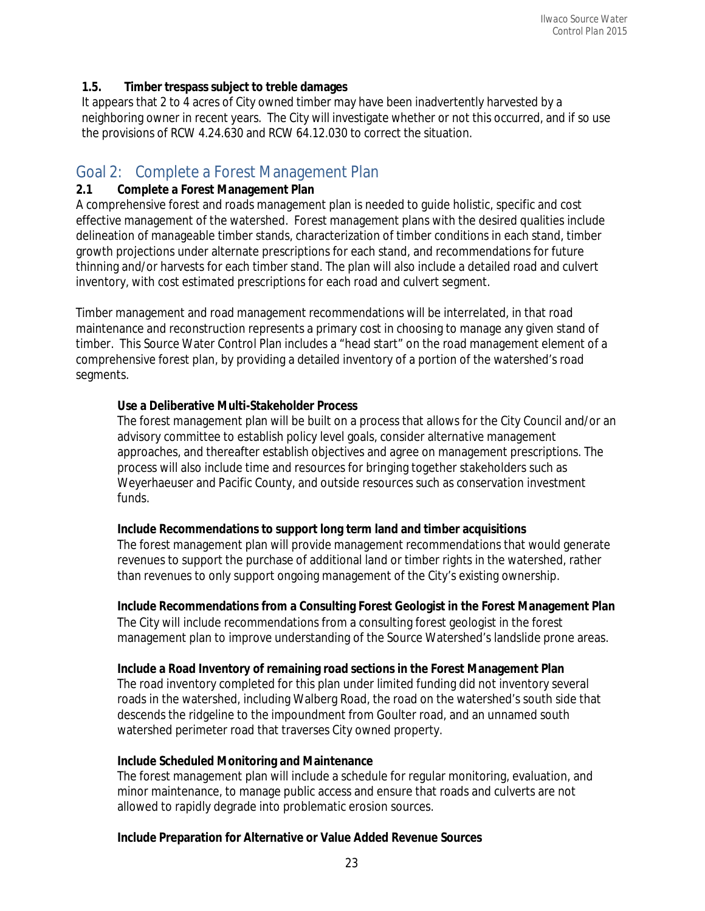**1.5. Timber trespass subject to treble damages**

It appears that 2 to 4 acres of City owned timber may have been inadvertently harvested by a neighboring owner in recent years. The City will investigate whether or not this occurred, and if so use the provisions of RCW 4.24.630 and RCW 64.12.030 to correct the situation.

## Goal 2: Complete a Forest Management Plan

**2.1 Complete a Forest Management Plan**

A comprehensive forest and roads management plan is needed to guide holistic, specific and cost effective management of the watershed. Forest management plans with the desired qualities include delineation of manageable timber stands, characterization of timber conditions in each stand, timber growth projections under alternate prescriptions for each stand, and recommendations for future thinning and/or harvests for each timber stand. The plan will also include a detailed road and culvert inventory, with cost estimated prescriptions for each road and culvert segment.

Timber management and road management recommendations will be interrelated, in that road maintenance and reconstruction represents a primary cost in choosing to manage any given stand of timber. This Source Water Control Plan includes a "head start" on the road management element of a comprehensive forest plan, by providing a detailed inventory of a portion of the watershed's road segments.

**Use a Deliberative Multi-Stakeholder Process**

The forest management plan will be built on a process that allows for the City Council and/or an advisory committee to establish policy level goals, consider alternative management approaches, and thereafter establish objectives and agree on management prescriptions. The process will also include time and resources for bringing together stakeholders such as Weyerhaeuser and Pacific County, and outside resources such as conservation investment funds.

**Include Recommendations to support long term land and timber acquisitions**

The forest management plan will provide management recommendations that would generate revenues to support the purchase of additional land or timber rights in the watershed, rather than revenues to only support ongoing management of the City's existing ownership.

**Include Recommendations from a Consulting Forest Geologist in the Forest Management Plan**

The City will include recommendations from a consulting forest geologist in the forest management plan to improve understanding of the Source Watershed's landslide prone areas.

**Include a Road Inventory of remaining road sections in the Forest Management Plan**

The road inventory completed for this plan under limited funding did not inventory several roads in the watershed, including Walberg Road, the road on the watershed's south side that descends the ridgeline to the impoundment from Goulter road, and an unnamed south watershed perimeter road that traverses City owned property.

**Include Scheduled Monitoring and Maintenance**

The forest management plan will include a schedule for regular monitoring, evaluation, and minor maintenance, to manage public access and ensure that roads and culverts are not allowed to rapidly degrade into problematic erosion sources.

**Include Preparation for Alternative or Value Added Revenue Sources**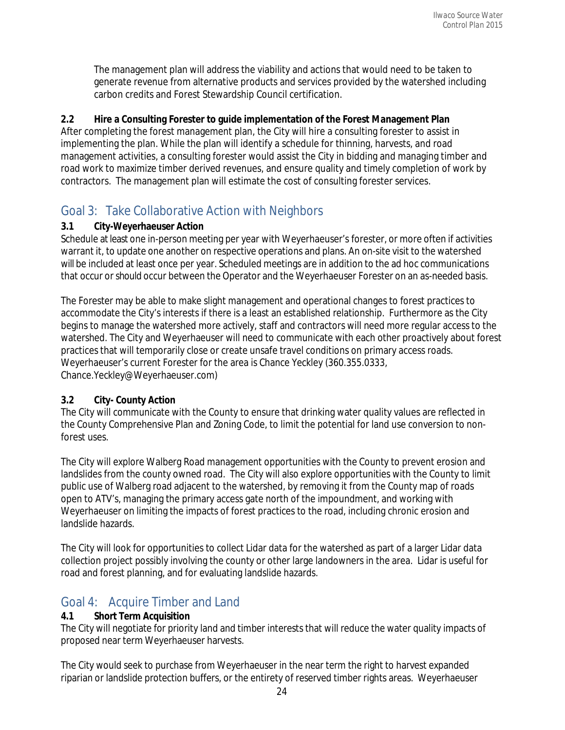The management plan will address the viability and actions that would need to be taken to generate revenue from alternative products and services provided by the watershed including carbon credits and Forest Stewardship Council certification.

**2.2 Hire a Consulting Forester to guide implementation of the Forest Management Plan**

After completing the forest management plan, the City will hire a consulting forester to assist in implementing the plan. While the plan will identify a schedule for thinning, harvests, and road management activities, a consulting forester would assist the City in bidding and managing timber and road work to maximize timber derived revenues, and ensure quality and timely completion of work by contractors. The management plan will estimate the cost of consulting forester services.

## Goal 3: Take Collaborative Action with Neighbors

**3.1 City-Weyerhaeuser Action**

Schedule at least one in-person meeting per year with Weyerhaeuser's forester, or more often if activities warrant it, to update one another on respective operations and plans. An on-site visit to the watershed will be included at least once per year. Scheduled meetings are in addition to the ad hoc communications that occur or should occur between the Operator and the Weyerhaeuser Forester on an as-needed basis.

The Forester may be able to make slight management and operational changes to forest practices to accommodate the City's interests if there is a least an established relationship. Furthermore as the City begins to manage the watershed more actively, staff and contractors will need more regular access to the watershed. The City and Weyerhaeuser will need to communicate with each other proactively about forest practices that will temporarily close or create unsafe travel conditions on primary access roads. Weyerhaeuser's current Forester for the area is Chance Yeckley (360.355.0333, Chance.Yeckley@Weyerhaeuser.com)

**3.2 City- County Action**

The City will communicate with the County to ensure that drinking water quality values are reflected in the County Comprehensive Plan and Zoning Code, to limit the potential for land use conversion to non-forest uses.

The City will explore Walberg Road management opportunities with the County to prevent erosion and landslides from the county owned road. The City will also explore opportunities with the County to limit public use of Walberg road adjacent to the watershed, by removing it from the County map of roads open to ATV's, managing the primary access gate north of the impoundment, and working with Weyerhaeuser on limiting the impacts of forest practices to the road, including chronic erosion and landslide hazards.

The City will look for opportunities to collect Lidar data for the watershed as part of a larger Lidar data collection project possibly involving the county or other large landowners in the area. Lidar is useful for road and forest planning, and for evaluating landslide hazards.

## Goal 4: Acquire Timber and Land

**4.1 Short Term Acquisition**

The City will negotiate for priority land and timber interests that will reduce the water quality impacts of proposed near term Weyerhaeuser harvests.

The City would seek to purchase from Weyerhaeuser in the near term the right to harvest expanded riparian or landslide protection buffers, or the entirety of reserved timber rights areas. Weyerhaeuser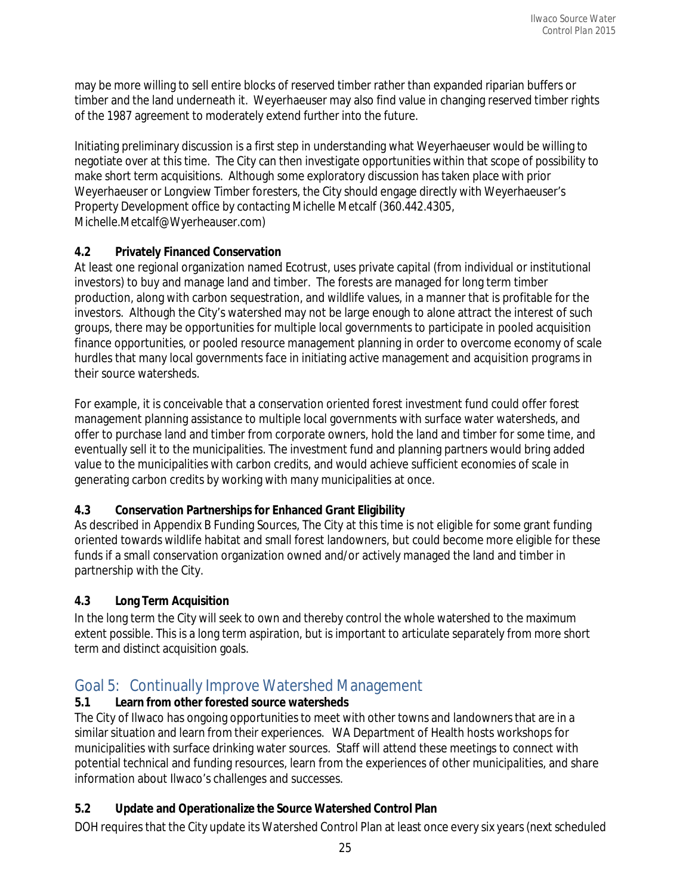may be more willing to sell entire blocks of reserved timber rather than expanded riparian buffers or timber and the land underneath it. Weyerhaeuser may also find value in changing reserved timber rights of the 1987 agreement to moderately extend further into the future.

Initiating preliminary discussion is a first step in understanding what Weyerhaeuser would be willing to negotiate over at this time. The City can then investigate opportunities within that scope of possibility to make short term acquisitions. Although some exploratory discussion has taken place with prior Weyerhaeuser or Longview Timber foresters, the City should engage directly with Weyerhaeuser's Property Development office by contacting Michelle Metcalf (360.442.4305, Michelle.Metcalf@Wyerheauser.com)

**4.2 Privately Financed Conservation**

At least one regional organization named Ecotrust, uses private capital (from individual or institutional investors) to buy and manage land and timber. The forests are managed for long term timber production, along with carbon sequestration, and wildlife values, in a manner that is profitable for the investors. Although the City's watershed may not be large enough to alone attract the interest of such groups, there may be opportunities for multiple local governments to participate in pooled acquisition finance opportunities, or pooled resource management planning in order to overcome economy of scale hurdles that many local governments face in initiating active management and acquisition programs in their source watersheds.

For example, it is conceivable that a conservation oriented forest investment fund could offer forest management planning assistance to multiple local governments with surface water watersheds, and offer to purchase land and timber from corporate owners, hold the land and timber for some time, and eventually sell it to the municipalities. The investment fund and planning partners would bring added value to the municipalities with carbon credits, and would achieve sufficient economies of scale in generating carbon credits by working with many municipalities at once.

**4.3 Conservation Partnerships for Enhanced Grant Eligibility**

As described in Appendix B Funding Sources, The City at this time is not eligible for some grant funding oriented towards wildlife habitat and small forest landowners, but could become more eligible for these funds if a small conservation organization owned and/or actively managed the land and timber in partnership with the City.

**4.3 Long Term Acquisition**

In the long term the City will seek to own and thereby control the whole watershed to the maximum extent possible. This is a long term aspiration, but is important to articulate separately from more short term and distinct acquisition goals.

## Goal 5: Continually Improve Watershed Management

**5.1 Learn from other forested source watersheds**

The City of Ilwaco has ongoing opportunities to meet with other towns and landowners that are in a similar situation and learn from their experiences. WA Department of Health hosts workshops for municipalities with surface drinking water sources. Staff will attend these meetings to connect with potential technical and funding resources, learn from the experiences of other municipalities, and share information about Ilwaco's challenges and successes.

**5.2 Update and Operationalize the Source Watershed Control Plan**

DOH requires that the City update its Watershed Control Plan at least once every six years (next scheduled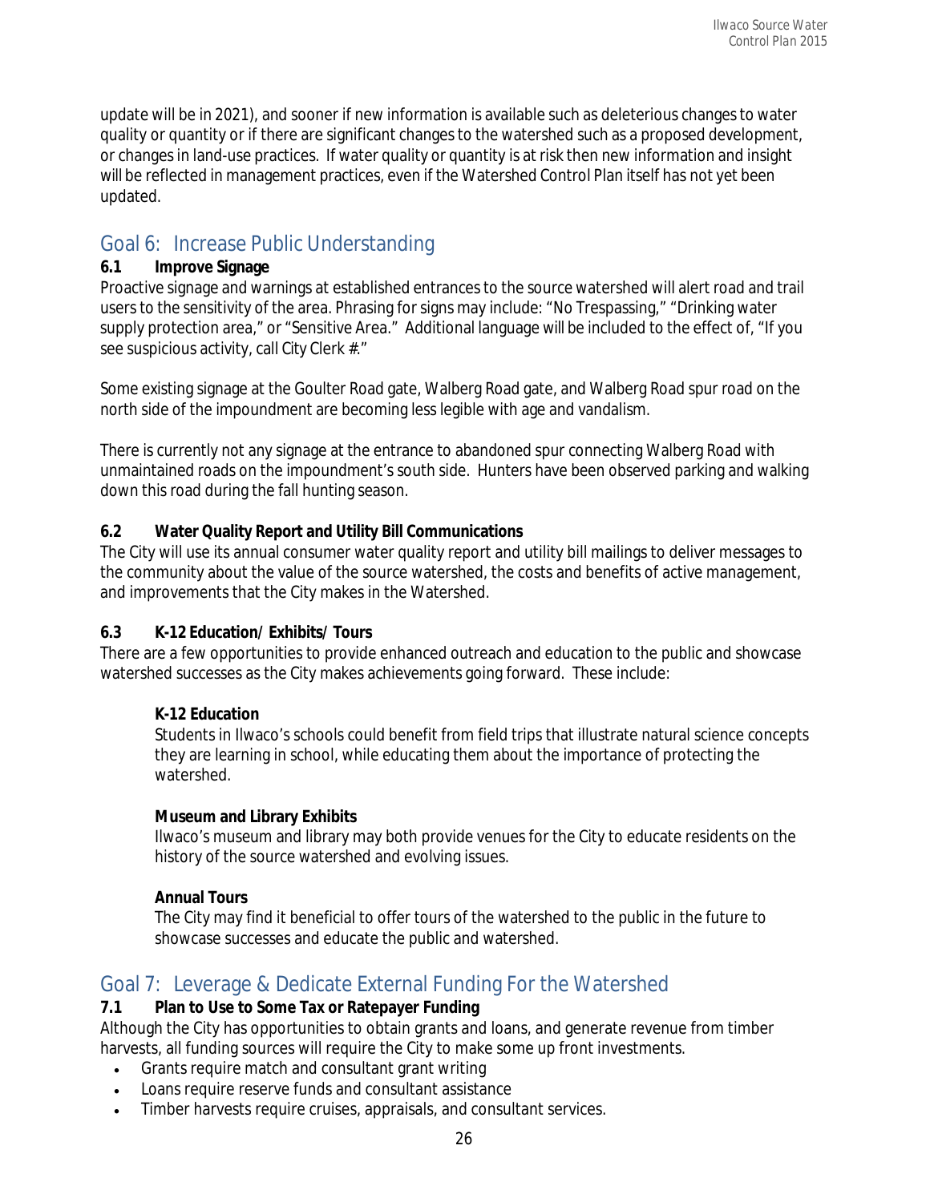update will be in 2021), and sooner if new information is available such as deleterious changes to water quality or quantity or if there are significant changes to the watershed such as a proposed development, or changes in land-use practices. If water quality or quantity is at risk then new information and insight will be reflected in management practices, even if the Watershed Control Plan itself has not yet been updated.

## Goal 6: Increase Public Understanding

**6.1 Improve Signage**

Proactive signage and warnings at established entrances to the source watershed will alert road and trail users to the sensitivity of the area. Phrasing for signs may include: "No Trespassing," "Drinking water supply protection area," or "Sensitive Area." Additional language will be included to the effect of, "If you see suspicious activity, call City Clerk #."

Some existing signage at the Goulter Road gate, Walberg Road gate, and Walberg Road spur road on the north side of the impoundment are becoming less legible with age and vandalism.

There is currently not any signage at the entrance to abandoned spur connecting Walberg Road with unmaintained roads on the impoundment's south side. Hunters have been observed parking and walking down this road during the fall hunting season.

**6.2 Water Quality Report and Utility Bill Communications**

The City will use its annual consumer water quality report and utility bill mailings to deliver messages to the community about the value of the source watershed, the costs and benefits of active management, and improvements that the City makes in the Watershed.

**6.3 K-12 Education/ Exhibits/ Tours**

There are a few opportunities to provide enhanced outreach and education to the public and showcase watershed successes as the City makes achievements going forward. These include:

> **K-12 Education**
> Students in Ilwaco's schools could benefit from field trips that illustrate natural science concepts they are learning in school, while educating them about the importance of protecting the watershed.
>
> **Museum and Library Exhibits**
> Ilwaco's museum and library may both provide venues for the City to educate residents on the history of the source watershed and evolving issues.
>
> **Annual Tours**
> The City may find it beneficial to offer tours of the watershed to the public in the future to showcase successes and educate the public and watershed.

## Goal 7: Leverage & Dedicate External Funding For the Watershed

**7.1 Plan to Use to Some Tax or Ratepayer Funding**

Although the City has opportunities to obtain grants and loans, and generate revenue from timber harvests, all funding sources will require the City to make some up front investments.

- Grants require match and consultant grant writing
- Loans require reserve funds and consultant assistance
- Timber harvests require cruises, appraisals, and consultant services.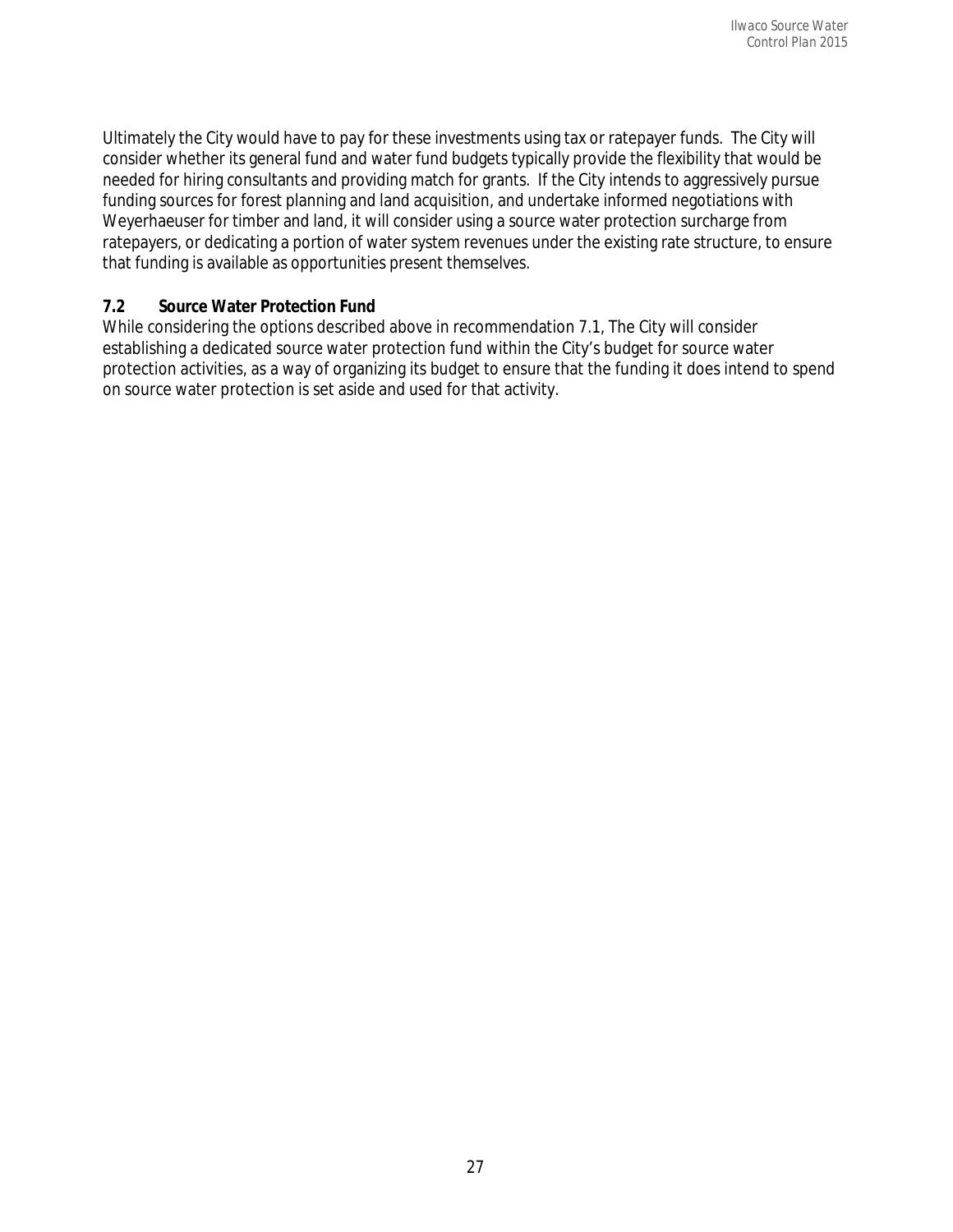Ultimately the City would have to pay for these investments using tax or ratepayer funds. The City will consider whether its general fund and water fund budgets typically provide the flexibility that would be needed for hiring consultants and providing match for grants. If the City intends to aggressively pursue funding sources for forest planning and land acquisition, and undertake informed negotiations with Weyerhaeuser for timber and land, it will consider using a source water protection surcharge from ratepayers, or dedicating a portion of water system revenues under the existing rate structure, to ensure that funding is available as opportunities present themselves.

### 7.2 Source Water Protection Fund

While considering the options described above in recommendation 7.1, The City will consider establishing a dedicated source water protection fund within the City's budget for source water protection activities, as a way of organizing its budget to ensure that the funding it does intend to spend on source water protection is set aside and used for that activity.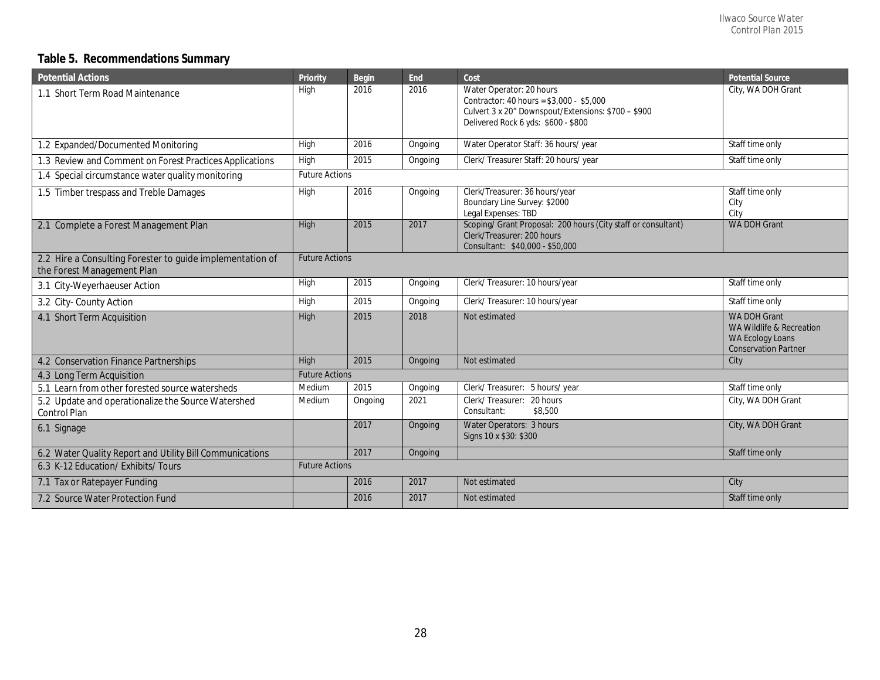**Table 5. Recommendations Summary**

| Potential Actions | Priority | Begin | End | Cost | Potential Source |
|---|---|---|---|---|---|
| 1.1 Short Term Road Maintenance | High | 2016 | 2016 | Water Operator: 20 hours<br>Contractor: 40 hours =$3,000 - $5,000<br>Culvert 3 x 20" Downspout/Extensions: $700 – $900<br>Delivered Rock 6 yds: $600 - $800 | City, WA DOH Grant |
| 1.2 Expanded/Documented Monitoring | High | 2016 | Ongoing | Water Operator Staff: 36 hours/ year | Staff time only |
| 1.3 Review and Comment on Forest Practices Applications | High | 2015 | Ongoing | Clerk/ Treasurer Staff: 20 hours/ year | Staff time only |
| 1.4 Special circumstance water quality monitoring | Future Actions | | | | |
| 1.5 Timber trespass and Treble Damages | High | 2016 | Ongoing | Clerk/Treasurer: 36 hours/year<br>Boundary Line Survey: $2000<br>Legal Expenses: TBD | Staff time only<br>City<br>City |
| 2.1 Complete a Forest Management Plan | High | 2015 | 2017 | Scoping/ Grant Proposal: 200 hours (City staff or consultant)<br>Clerk/Treasurer: 200 hours<br>Consultant: $40,000 - $50,000 | WA DOH Grant |
| 2.2 Hire a Consulting Forester to guide implementation of the Forest Management Plan | Future Actions | | | | |
| 3.1 City-Weyerhaeuser Action | High | 2015 | Ongoing | Clerk/ Treasurer: 10 hours/year | Staff time only |
| 3.2 City- County Action | High | 2015 | Ongoing | Clerk/ Treasurer: 10 hours/year | Staff time only |
| 4.1 Short Term Acquisition | High | 2015 | 2018 | Not estimated | WA DOH Grant<br>WA Wildlife & Recreation<br>WA Ecology Loans<br>Conservation Partner |
| 4.2 Conservation Finance Partnerships | High | 2015 | Ongoing | Not estimated | City |
| 4.3 Long Term Acquisition | Future Actions | | | | |
| 5.1 Learn from other forested source watersheds | Medium | 2015 | Ongoing | Clerk/ Treasurer: 5 hours/ year | Staff time only |
| 5.2 Update and operationalize the Source Watershed Control Plan | Medium | Ongoing | 2021 | Clerk/ Treasurer: 20 hours<br>Consultant: $8,500 | City, WA DOH Grant |
| 6.1 Signage | | 2017 | Ongoing | Water Operators: 3 hours<br>Signs 10 x $30: $300 | City, WA DOH Grant |
| 6.2 Water Quality Report and Utility Bill Communications | | 2017 | Ongoing | | Staff time only |
| 6.3 K-12 Education/ Exhibits/ Tours | Future Actions | | | | |
| 7.1 Tax or Ratepayer Funding | | 2016 | 2017 | Not estimated | City |
| 7.2 Source Water Protection Fund | | 2016 | 2017 | Not estimated | Staff time only |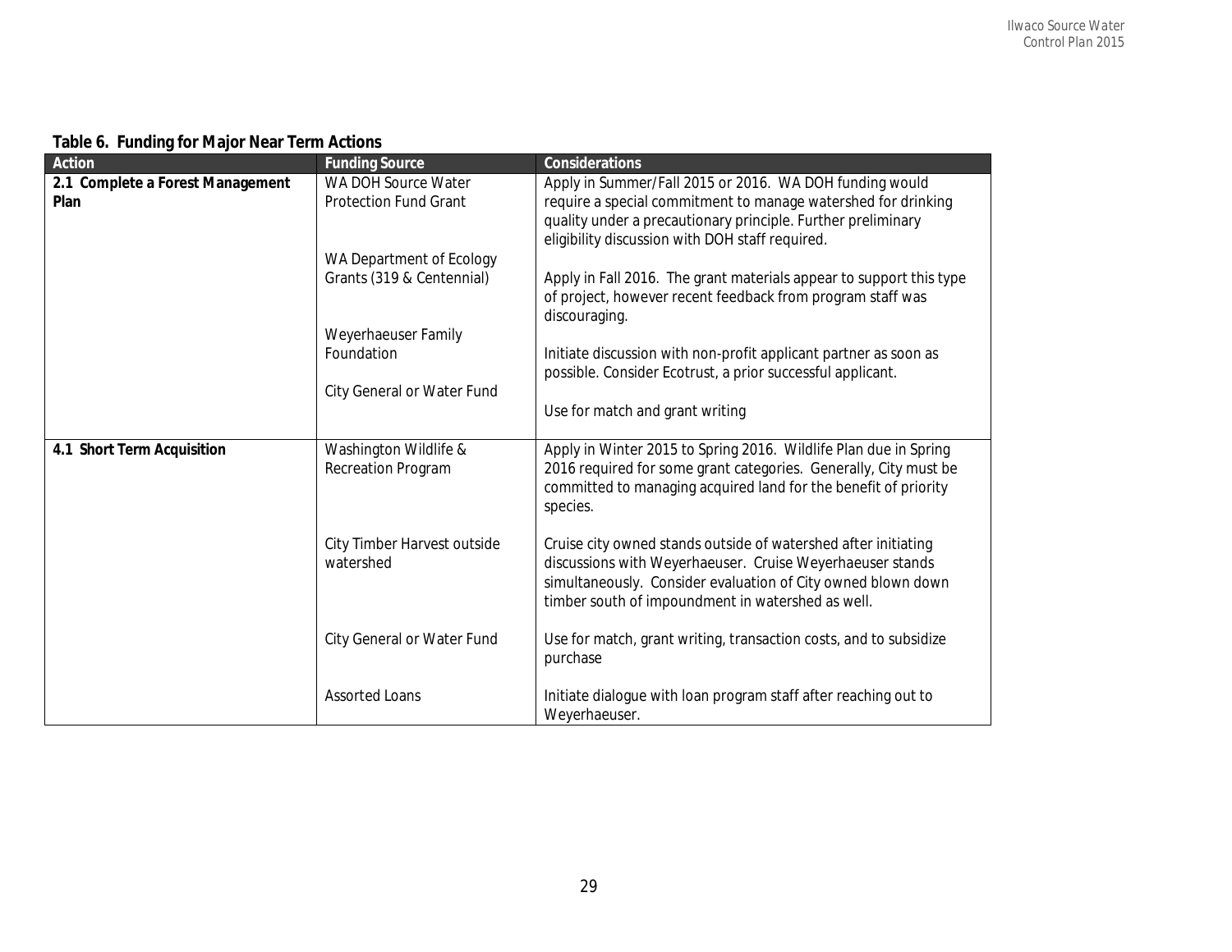**Table 6. Funding for Major Near Term Actions**

| Action | Funding Source | Considerations |
|---|---|---|
| **2.1 Complete a Forest Management Plan** | WA DOH Source Water Protection Fund Grant | Apply in Summer/Fall 2015 or 2016. WA DOH funding would require a special commitment to manage watershed for drinking quality under a precautionary principle. Further preliminary eligibility discussion with DOH staff required. |
| | WA Department of Ecology Grants (319 & Centennial) | Apply in Fall 2016. The grant materials appear to support this type of project, however recent feedback from program staff was discouraging. |
| | Weyerhaeuser Family Foundation | Initiate discussion with non-profit applicant partner as soon as possible. Consider Ecotrust, a prior successful applicant. |
| | City General or Water Fund | Use for match and grant writing |
| **4.1 Short Term Acquisition** | Washington Wildlife & Recreation Program | Apply in Winter 2015 to Spring 2016. Wildlife Plan due in Spring 2016 required for some grant categories. Generally, City must be committed to managing acquired land for the benefit of priority species. |
| | City Timber Harvest outside watershed | Cruise city owned stands outside of watershed after initiating discussions with Weyerhaeuser. Cruise Weyerhaeuser stands simultaneously. Consider evaluation of City owned blown down timber south of impoundment in watershed as well. |
| | City General or Water Fund | Use for match, grant writing, transaction costs, and to subsidize purchase |
| | Assorted Loans | Initiate dialogue with loan program staff after reaching out to Weyerhaeuser. |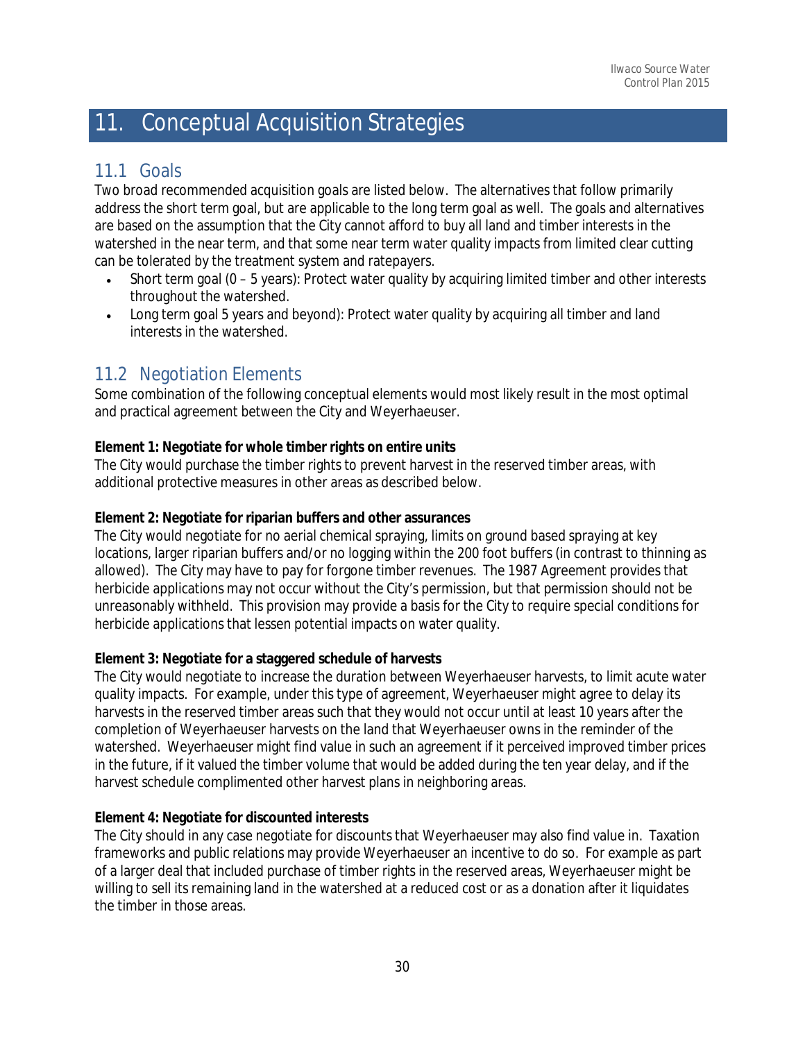# 11. Conceptual Acquisition Strategies

## 11.1 Goals

Two broad recommended acquisition goals are listed below. The alternatives that follow primarily address the short term goal, but are applicable to the long term goal as well. The goals and alternatives are based on the assumption that the City cannot afford to buy all land and timber interests in the watershed in the near term, and that some near term water quality impacts from limited clear cutting can be tolerated by the treatment system and ratepayers.

- Short term goal (0 – 5 years): Protect water quality by acquiring limited timber and other interests throughout the watershed.
- Long term goal 5 years and beyond): Protect water quality by acquiring all timber and land interests in the watershed.

## 11.2 Negotiation Elements

Some combination of the following conceptual elements would most likely result in the most optimal and practical agreement between the City and Weyerhaeuser.

**Element 1: Negotiate for whole timber rights on entire units**
The City would purchase the timber rights to prevent harvest in the reserved timber areas, with additional protective measures in other areas as described below.

**Element 2: Negotiate for riparian buffers and other assurances**
The City would negotiate for no aerial chemical spraying, limits on ground based spraying at key locations, larger riparian buffers and/or no logging within the 200 foot buffers (in contrast to thinning as allowed). The City may have to pay for forgone timber revenues. The 1987 Agreement provides that herbicide applications may not occur without the City's permission, but that permission should not be unreasonably withheld. This provision may provide a basis for the City to require special conditions for herbicide applications that lessen potential impacts on water quality.

**Element 3: Negotiate for a staggered schedule of harvests**
The City would negotiate to increase the duration between Weyerhaeuser harvests, to limit acute water quality impacts. For example, under this type of agreement, Weyerhaeuser might agree to delay its harvests in the reserved timber areas such that they would not occur until at least 10 years after the completion of Weyerhaeuser harvests on the land that Weyerhaeuser owns in the reminder of the watershed. Weyerhaeuser might find value in such an agreement if it perceived improved timber prices in the future, if it valued the timber volume that would be added during the ten year delay, and if the harvest schedule complimented other harvest plans in neighboring areas.

**Element 4: Negotiate for discounted interests**
The City should in any case negotiate for discounts that Weyerhaeuser may also find value in. Taxation frameworks and public relations may provide Weyerhaeuser an incentive to do so. For example as part of a larger deal that included purchase of timber rights in the reserved areas, Weyerhaeuser might be willing to sell its remaining land in the watershed at a reduced cost or as a donation after it liquidates the timber in those areas.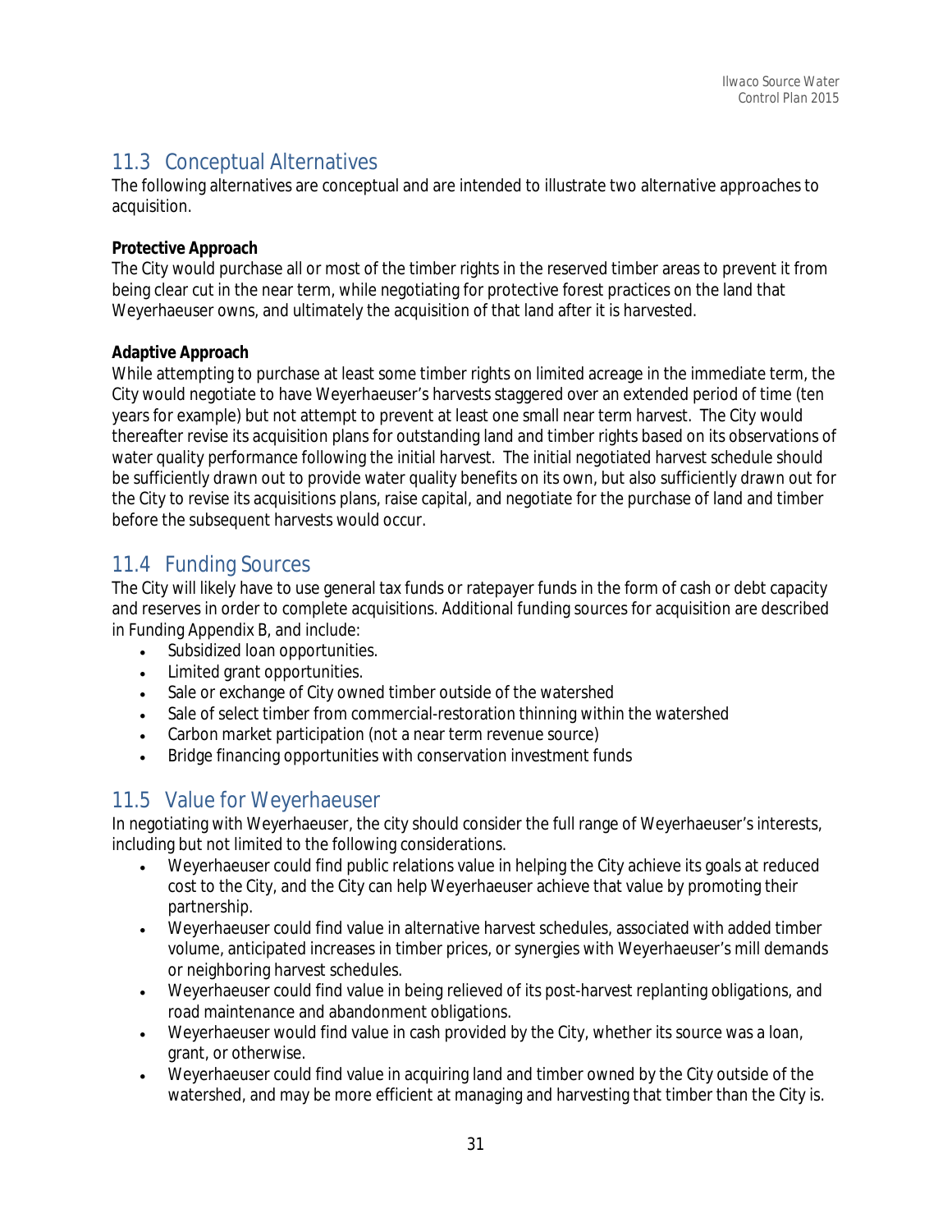## 11.3 Conceptual Alternatives

The following alternatives are conceptual and are intended to illustrate two alternative approaches to acquisition.

**Protective Approach**

The City would purchase all or most of the timber rights in the reserved timber areas to prevent it from being clear cut in the near term, while negotiating for protective forest practices on the land that Weyerhaeuser owns, and ultimately the acquisition of that land after it is harvested.

**Adaptive Approach**

While attempting to purchase at least some timber rights on limited acreage in the immediate term, the City would negotiate to have Weyerhaeuser's harvests staggered over an extended period of time (ten years for example) but not attempt to prevent at least one small near term harvest. The City would thereafter revise its acquisition plans for outstanding land and timber rights based on its observations of water quality performance following the initial harvest. The initial negotiated harvest schedule should be sufficiently drawn out to provide water quality benefits on its own, but also sufficiently drawn out for the City to revise its acquisitions plans, raise capital, and negotiate for the purchase of land and timber before the subsequent harvests would occur.

## 11.4 Funding Sources

The City will likely have to use general tax funds or ratepayer funds in the form of cash or debt capacity and reserves in order to complete acquisitions. Additional funding sources for acquisition are described in Funding Appendix B, and include:

- Subsidized loan opportunities.
- Limited grant opportunities.
- Sale or exchange of City owned timber outside of the watershed
- Sale of select timber from commercial-restoration thinning within the watershed
- Carbon market participation (not a near term revenue source)
- Bridge financing opportunities with conservation investment funds

## 11.5 Value for Weyerhaeuser

In negotiating with Weyerhaeuser, the city should consider the full range of Weyerhaeuser's interests, including but not limited to the following considerations.

- Weyerhaeuser could find public relations value in helping the City achieve its goals at reduced cost to the City, and the City can help Weyerhaeuser achieve that value by promoting their partnership.
- Weyerhaeuser could find value in alternative harvest schedules, associated with added timber volume, anticipated increases in timber prices, or synergies with Weyerhaeuser's mill demands or neighboring harvest schedules.
- Weyerhaeuser could find value in being relieved of its post-harvest replanting obligations, and road maintenance and abandonment obligations.
- Weyerhaeuser would find value in cash provided by the City, whether its source was a loan, grant, or otherwise.
- Weyerhaeuser could find value in acquiring land and timber owned by the City outside of the watershed, and may be more efficient at managing and harvesting that timber than the City is.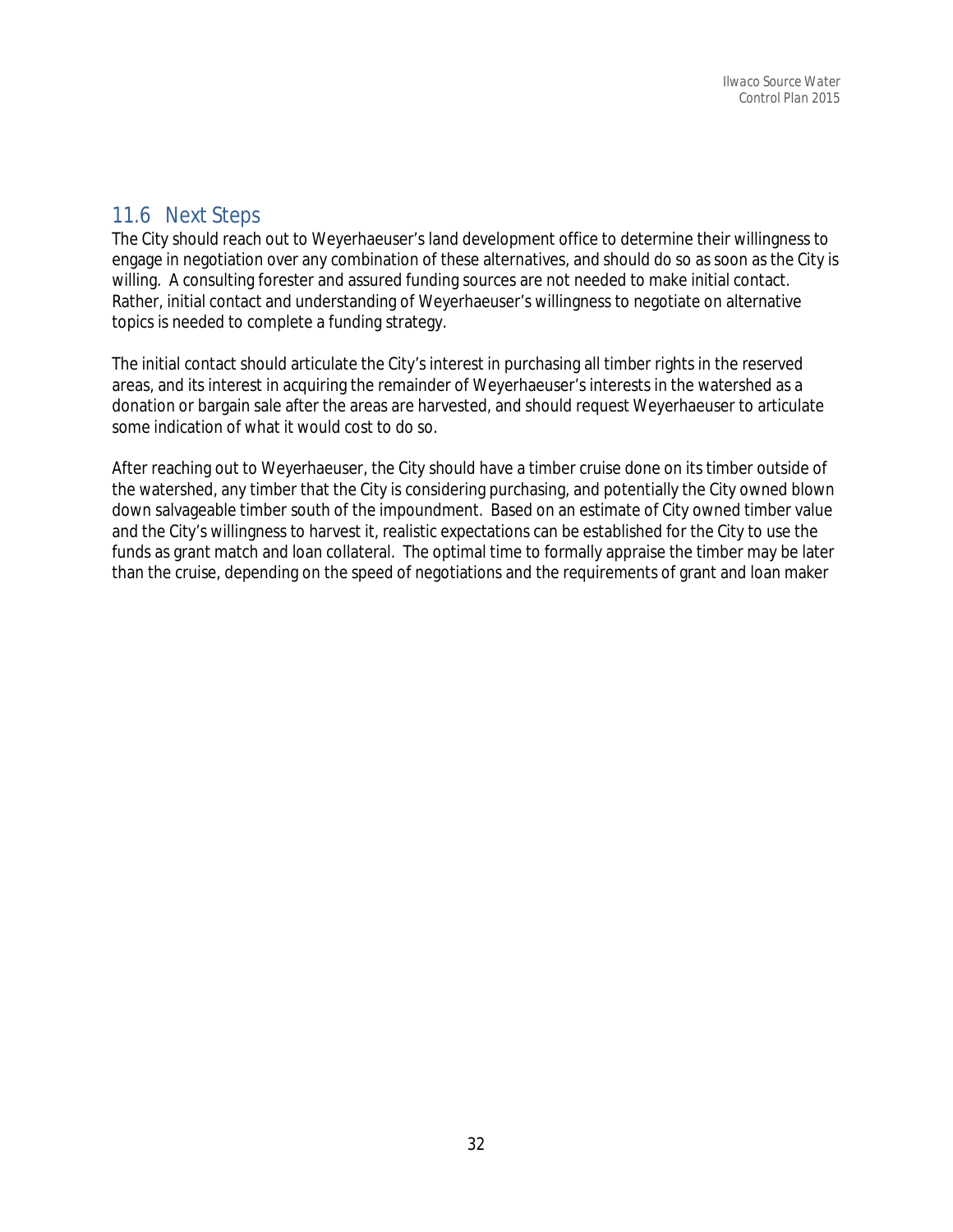## 11.6 Next Steps

The City should reach out to Weyerhaeuser's land development office to determine their willingness to engage in negotiation over any combination of these alternatives, and should do so as soon as the City is willing. A consulting forester and assured funding sources are not needed to make initial contact. Rather, initial contact and understanding of Weyerhaeuser's willingness to negotiate on alternative topics is needed to complete a funding strategy.

The initial contact should articulate the City's interest in purchasing all timber rights in the reserved areas, and its interest in acquiring the remainder of Weyerhaeuser's interests in the watershed as a donation or bargain sale after the areas are harvested, and should request Weyerhaeuser to articulate some indication of what it would cost to do so.

After reaching out to Weyerhaeuser, the City should have a timber cruise done on its timber outside of the watershed, any timber that the City is considering purchasing, and potentially the City owned blown down salvageable timber south of the impoundment. Based on an estimate of City owned timber value and the City's willingness to harvest it, realistic expectations can be established for the City to use the funds as grant match and loan collateral. The optimal time to formally appraise the timber may be later than the cruise, depending on the speed of negotiations and the requirements of grant and loan maker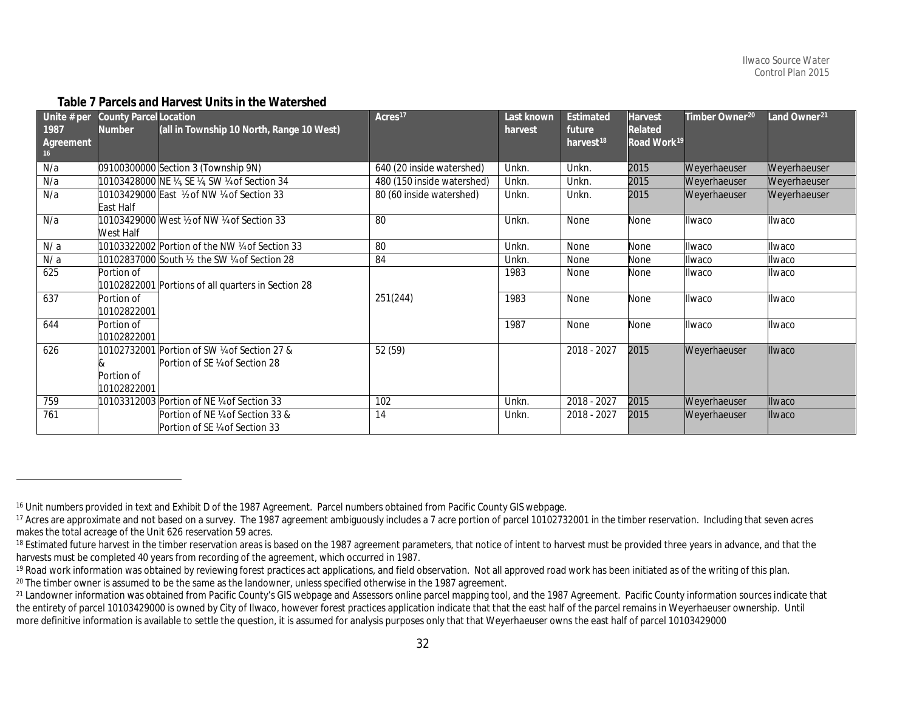### Table 7 Parcels and Harvest Units in the Watershed

| Unite # per 1987 Agreement [16] | County Parcel Number | Location (all in Township 10 North, Range 10 West) | Acres[17] | Last known harvest | Estimated future harvest[18] | Harvest Related Road Work[19] | Timber Owner[20] | Land Owner[21] |
|---|---|---|---|---|---|---|---|---|
| N/a | 09100300000 | Section 3 (Township 9N) | 640 (20 inside watershed) | Unkn. | Unkn. | 2015 | Weyerhaeuser | Weyerhaeuser |
| N/a | 10103428000 | NE ¼, SE ¼, SW ¼ of Section 34 | 480 (150 inside watershed) | Unkn. | Unkn. | 2015 | Weyerhaeuser | Weyerhaeuser |
| N/a | 10103429000 East Half | East ½ of NW ¼ of Section 33 | 80 (60 inside watershed) | Unkn. | Unkn. | 2015 | Weyerhaeuser | Weyerhaeuser |
| N/a | 10103429000 West Half | West ½ of NW ¼ of Section 33 | 80 | Unkn. | None | None | Ilwaco | Ilwaco |
| N/ a | 10103322002 | Portion of the NW ¼ of Section 33 | 80 | Unkn. | None | None | Ilwaco | Ilwaco |
| N/ a | 10102837000 | South ½ the SW ¼ of Section 28 | 84 | Unkn. | None | None | Ilwaco | Ilwaco |
| 625 | Portion of 10102822001 | Portions of all quarters in Section 28 | 251(244) | 1983 | None | None | Ilwaco | Ilwaco |
| 637 | Portion of 10102822001 | | | 1983 | None | None | Ilwaco | Ilwaco |
| 644 | Portion of 10102822001 | | | 1987 | None | None | Ilwaco | Ilwaco |
| 626 | 10102732001 & Portion of 10102822001 | Portion of SW ¼ of Section 27 & Portion of SE ¼ of Section 28 | 52 (59) | | 2018 - 2027 | 2015 | Weyerhaeuser | Ilwaco |
| 759 | 10103312003 | Portion of NE ¼ of Section 33 | 102 | Unkn. | 2018 - 2027 | 2015 | Weyerhaeuser | Ilwaco |
| 761 | | Portion of NE ¼ of Section 33 & Portion of SE ¼ of Section 33 | 14 | Unkn. | 2018 - 2027 | 2015 | Weyerhaeuser | Ilwaco |

---

[16] Unit numbers provided in text and Exhibit D of the 1987 Agreement. Parcel numbers obtained from Pacific County GIS webpage.

[17] Acres are approximate and not based on a survey. The 1987 agreement ambiguously includes a 7 acre portion of parcel 10102732001 in the timber reservation. Including that seven acres makes the total acreage of the Unit 626 reservation 59 acres.

[18] Estimated future harvest in the timber reservation areas is based on the 1987 agreement parameters, that notice of intent to harvest must be provided three years in advance, and that the harvests must be completed 40 years from recording of the agreement, which occurred in 1987.

[19] Road work information was obtained by reviewing forest practices act applications, and field observation. Not all approved road work has been initiated as of the writing of this plan.

[20] The timber owner is assumed to be the same as the landowner, unless specified otherwise in the 1987 agreement.

[21] Landowner information was obtained from Pacific County's GIS webpage and Assessors online parcel mapping tool, and the 1987 Agreement. Pacific County information sources indicate that the entirety of parcel 10103429000 is owned by City of Ilwaco, however forest practices application indicate that that the east half of the parcel remains in Weyerhaeuser ownership. Until more definitive information is available to settle the question, it is assumed for analysis purposes only that that Weyerhaeuser owns the east half of parcel 10103429000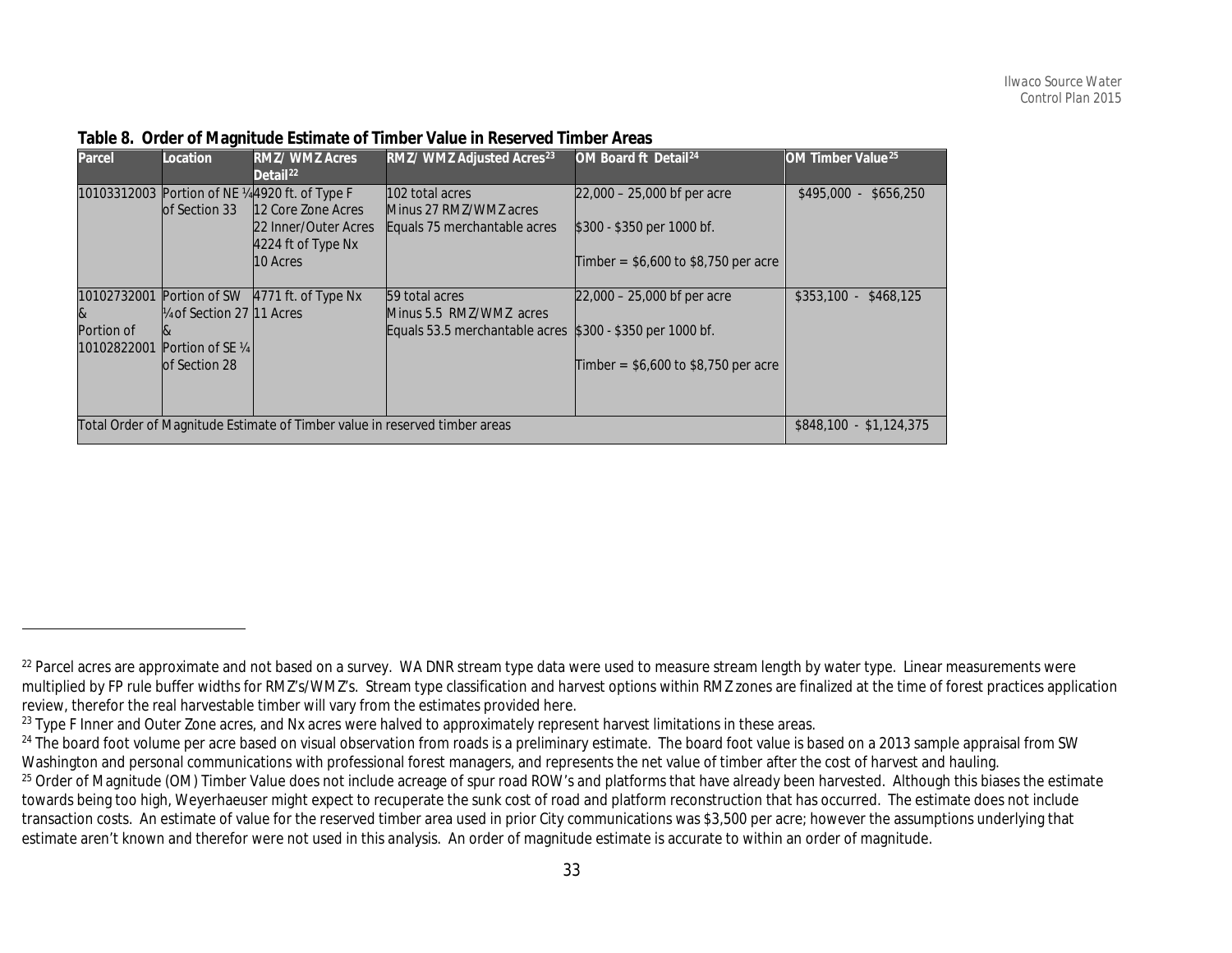**Table 8. Order of Magnitude Estimate of Timber Value in Reserved Timber Areas**

| Parcel | Location | RMZ/ WMZ Acres Detail[22] | RMZ/ WMZ Adjusted Acres[23] | OM Board ft Detail[24] | OM Timber Value[25] |
|---|---|---|---|---|---|
| 10103312003 | Portion of NE ¼ of Section 33 | 4920 ft. of Type F<br>12 Core Zone Acres<br>22 Inner/Outer Acres<br>4224 ft of Type Nx<br>10 Acres | 102 total acres<br>Minus 27 RMZ/WMZ acres<br>Equals 75 merchantable acres | 22,000 – 25,000 bf per acre<br>$300 - $350 per 1000 bf.<br>Timber = $6,600 to $8,750 per acre | $495,000 - $656,250 |
| 10102732001 & Portion of 10102822001 | Portion of SW ¼ of Section 27 & Portion of SE ¼ of Section 28 | 4771 ft. of Type Nx<br>11 Acres | 59 total acres<br>Minus 5.5 RMZ/WMZ acres<br>Equals 53.5 merchantable acres | 22,000 – 25,000 bf per acre<br>$300 - $350 per 1000 bf.<br>Timber = $6,600 to $8,750 per acre | $353,100 - $468,125 |
| Total Order of Magnitude Estimate of Timber value in reserved timber areas | | | | | $848,100 - $1,124,375 |

[22] Parcel acres are approximate and not based on a survey. WA DNR stream type data were used to measure stream length by water type. Linear measurements were multiplied by FP rule buffer widths for RMZ's/WMZ's. Stream type classification and harvest options within RMZ zones are finalized at the time of forest practices application review, therefor the real harvestable timber will vary from the estimates provided here.

[23] Type F Inner and Outer Zone acres, and Nx acres were halved to approximately represent harvest limitations in these areas.

[24] The board foot volume per acre based on visual observation from roads is a preliminary estimate. The board foot value is based on a 2013 sample appraisal from SW Washington and personal communications with professional forest managers, and represents the net value of timber after the cost of harvest and hauling.

[25] Order of Magnitude (OM) Timber Value does not include acreage of spur road ROW's and platforms that have already been harvested. Although this biases the estimate towards being too high, Weyerhaeuser might expect to recuperate the sunk cost of road and platform reconstruction that has occurred. The estimate does not include transaction costs. An estimate of value for the reserved timber area used in prior City communications was $3,500 per acre; however the assumptions underlying that estimate aren't known and therefor were not used in this analysis. An order of magnitude estimate is accurate to within an order of magnitude.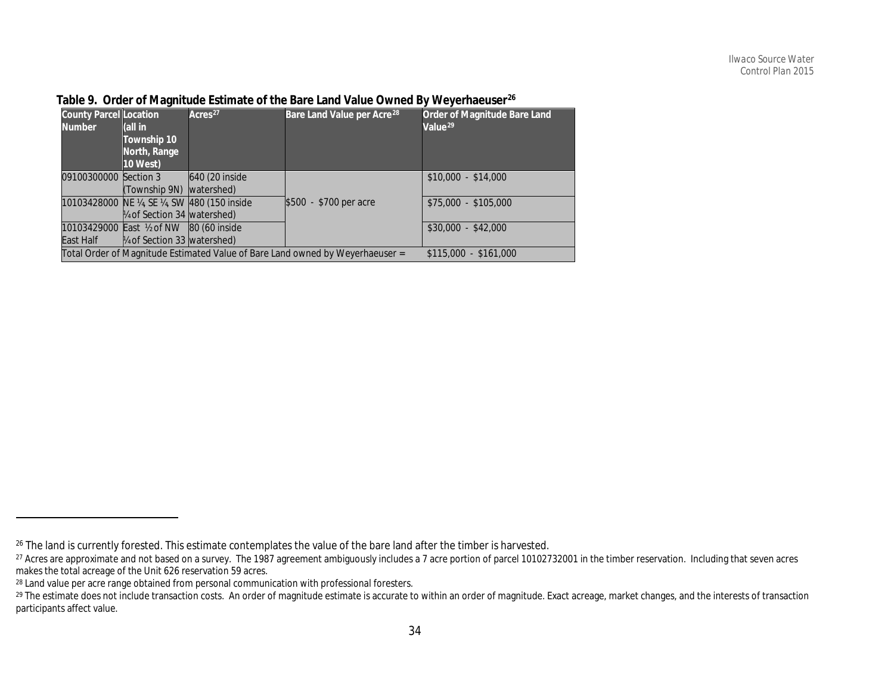**Table 9. Order of Magnitude Estimate of the Bare Land Value Owned By Weyerhaeuser[26]**

| County Parcel Number | Location (all in Township 10 North, Range 10 West) | Acres[27] | Bare Land Value per Acre[28] | Order of Magnitude Bare Land Value[29] |
|---|---|---|---|---|
| 09100300000 | Section 3 (Township 9N) | 640 (20 inside watershed) | $500 - $700 per acre | $10,000 - $14,000 |
| 10103428000 | NE ¼, SE ¼, SW ¼ of Section 34 | 480 (150 inside watershed) | | $75,000 - $105,000 |
| 10103429000 East Half | East ½ of NW ¼ of Section 33 | 80 (60 inside watershed) | | $30,000 - $42,000 |
| Total Order of Magnitude Estimated Value of Bare Land owned by Weyerhaeuser = | | | | $115,000 - $161,000 |

[26] The land is currently forested. This estimate contemplates the value of the bare land after the timber is harvested.

[27] Acres are approximate and not based on a survey. The 1987 agreement ambiguously includes a 7 acre portion of parcel 10102732001 in the timber reservation. Including that seven acres makes the total acreage of the Unit 626 reservation 59 acres.

[28] Land value per acre range obtained from personal communication with professional foresters.

[29] The estimate does not include transaction costs. An order of magnitude estimate is accurate to within an order of magnitude. Exact acreage, market changes, and the interests of transaction participants affect value.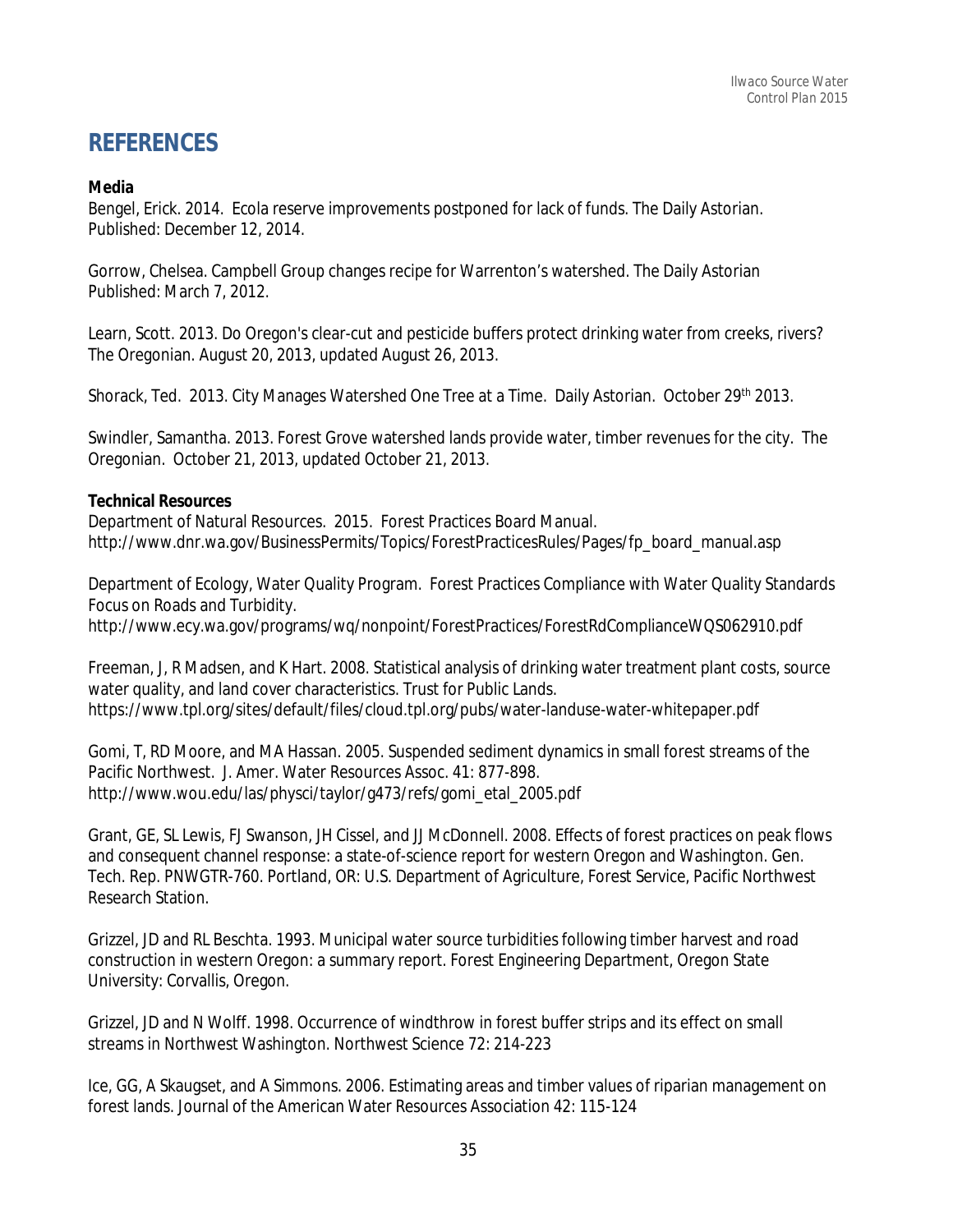# REFERENCES

**Media**

Bengel, Erick. 2014. Ecola reserve improvements postponed for lack of funds. The Daily Astorian. Published: December 12, 2014.

Gorrow, Chelsea. Campbell Group changes recipe for Warrenton's watershed. The Daily Astorian Published: March 7, 2012.

Learn, Scott. 2013. Do Oregon's clear-cut and pesticide buffers protect drinking water from creeks, rivers? The Oregonian. August 20, 2013, updated August 26, 2013.

Shorack, Ted. 2013. City Manages Watershed One Tree at a Time. Daily Astorian. October 29th 2013.

Swindler, Samantha. 2013. Forest Grove watershed lands provide water, timber revenues for the city. The Oregonian. October 21, 2013, updated October 21, 2013.

**Technical Resources**

Department of Natural Resources. 2015. Forest Practices Board Manual. http://www.dnr.wa.gov/BusinessPermits/Topics/ForestPracticesRules/Pages/fp_board_manual.asp

Department of Ecology, Water Quality Program. Forest Practices Compliance with Water Quality Standards Focus on Roads and Turbidity. http://www.ecy.wa.gov/programs/wq/nonpoint/ForestPractices/ForestRdComplianceWQS062910.pdf

Freeman, J, R Madsen, and K Hart. 2008. Statistical analysis of drinking water treatment plant costs, source water quality, and land cover characteristics. Trust for Public Lands. https://www.tpl.org/sites/default/files/cloud.tpl.org/pubs/water-landuse-water-whitepaper.pdf

Gomi, T, RD Moore, and MA Hassan. 2005. Suspended sediment dynamics in small forest streams of the Pacific Northwest. J. Amer. Water Resources Assoc. 41: 877-898. http://www.wou.edu/las/physci/taylor/g473/refs/gomi_etal_2005.pdf

Grant, GE, SL Lewis, FJ Swanson, JH Cissel, and JJ McDonnell. 2008. Effects of forest practices on peak flows and consequent channel response: a state-of-science report for western Oregon and Washington. Gen. Tech. Rep. PNWGTR-760. Portland, OR: U.S. Department of Agriculture, Forest Service, Pacific Northwest Research Station.

Grizzel, JD and RL Beschta. 1993. Municipal water source turbidities following timber harvest and road construction in western Oregon: a summary report. Forest Engineering Department, Oregon State University: Corvallis, Oregon.

Grizzel, JD and N Wolff. 1998. Occurrence of windthrow in forest buffer strips and its effect on small streams in Northwest Washington. Northwest Science 72: 214-223

Ice, GG, A Skaugset, and A Simmons. 2006. Estimating areas and timber values of riparian management on forest lands. Journal of the American Water Resources Association 42: 115-124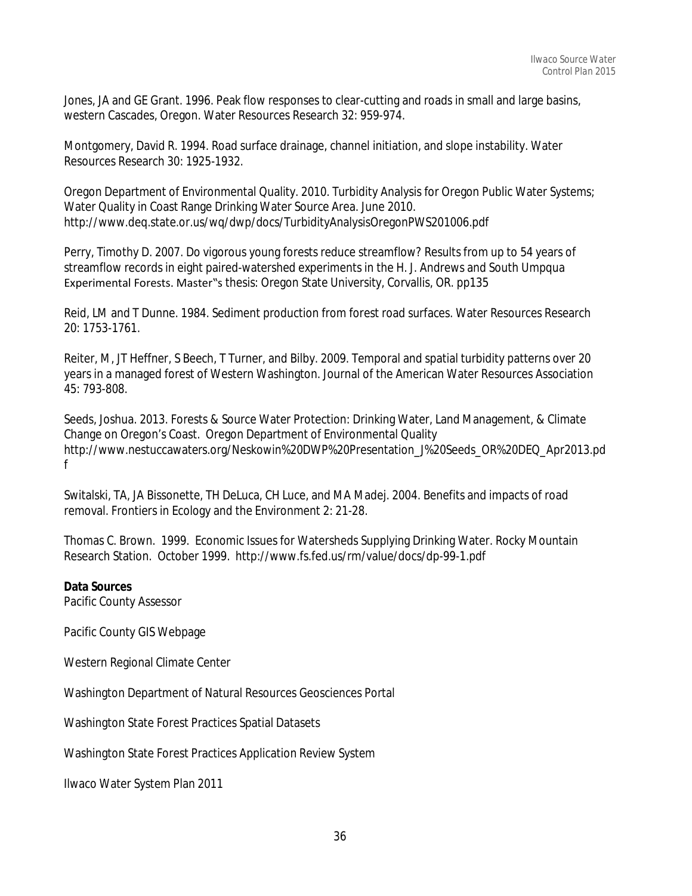Jones, JA and GE Grant. 1996. Peak flow responses to clear-cutting and roads in small and large basins, western Cascades, Oregon. Water Resources Research 32: 959-974.

Montgomery, David R. 1994. Road surface drainage, channel initiation, and slope instability. Water Resources Research 30: 1925-1932.

Oregon Department of Environmental Quality. 2010. Turbidity Analysis for Oregon Public Water Systems; Water Quality in Coast Range Drinking Water Source Area. June 2010. http://www.deq.state.or.us/wq/dwp/docs/TurbidityAnalysisOregonPWS201006.pdf

Perry, Timothy D. 2007. Do vigorous young forests reduce streamflow? Results from up to 54 years of streamflow records in eight paired-watershed experiments in the H. J. Andrews and South Umpqua Experimental Forests. Master"s thesis: Oregon State University, Corvallis, OR. pp135

Reid, LM and T Dunne. 1984. Sediment production from forest road surfaces. Water Resources Research 20: 1753-1761.

Reiter, M, JT Heffner, S Beech, T Turner, and Bilby. 2009. Temporal and spatial turbidity patterns over 20 years in a managed forest of Western Washington. Journal of the American Water Resources Association 45: 793-808.

Seeds, Joshua. 2013. Forests & Source Water Protection: Drinking Water, Land Management, & Climate Change on Oregon's Coast. Oregon Department of Environmental Quality http://www.nestuccawaters.org/Neskowin%20DWP%20Presentation_J%20Seeds_OR%20DEQ_Apr2013.pdf

Switalski, TA, JA Bissonette, TH DeLuca, CH Luce, and MA Madej. 2004. Benefits and impacts of road removal. Frontiers in Ecology and the Environment 2: 21-28.

Thomas C. Brown. 1999. Economic Issues for Watersheds Supplying Drinking Water. Rocky Mountain Research Station. October 1999. http://www.fs.fed.us/rm/value/docs/dp-99-1.pdf

**Data Sources**

Pacific County Assessor

Pacific County GIS Webpage

Western Regional Climate Center

Washington Department of Natural Resources Geosciences Portal

Washington State Forest Practices Spatial Datasets

Washington State Forest Practices Application Review System

Ilwaco Water System Plan 2011